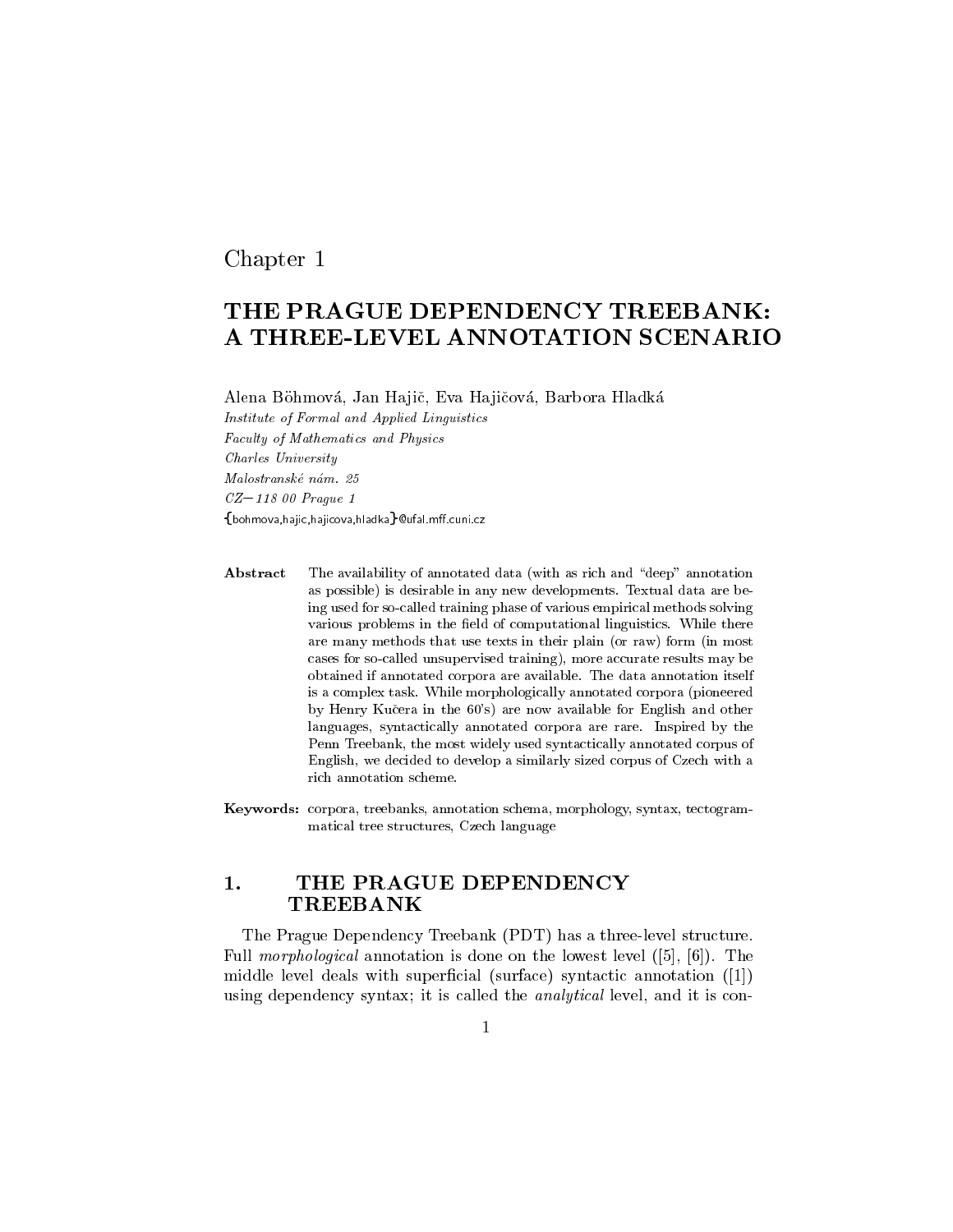# Chapter 1

# THE PRAGUE DEPENDENCY TREEBANK: A THREE-LEVEL ANNOTATION SCENARIO

Alena Böhmová, Jan Hajič, Eva Hajičová, Barbora Hladká

*Institute of Formal and Applied Linguistics*
*Faculty of Mathematics and Physics*
*Charles University*
*Malostranské nám. 25*
*CZ–118 00 Prague 1*
{bohmova,hajic,hajicova,hladka}@ufal.mff.cuni.cz

**Abstract** The availability of annotated data (with as rich and "deep" annotation as possible) is desirable in any new developments. Textual data are being used for so-called training phase of various empirical methods solving various problems in the field of computational linguistics. While there are many methods that use texts in their plain (or raw) form (in most cases for so-called unsupervised training), more accurate results may be obtained if annotated corpora are available. The data annotation itself is a complex task. While morphologically annotated corpora (pioneered by Henry Kučera in the 60's) are now available for English and other languages, syntactically annotated corpora are rare. Inspired by the Penn Treebank, the most widely used syntactically annotated corpus of English, we decided to develop a similarly sized corpus of Czech with a rich annotation scheme.

**Keywords:** corpora, treebanks, annotation schema, morphology, syntax, tectogrammatical tree structures, Czech language

## 1. THE PRAGUE DEPENDENCY TREEBANK

The Prague Dependency Treebank (PDT) has a three-level structure. Full *morphological* annotation is done on the lowest level ([5], [6]). The middle level deals with superficial (surface) syntactic annotation ([1]) using dependency syntax; it is called the *analytical* level, and it is con-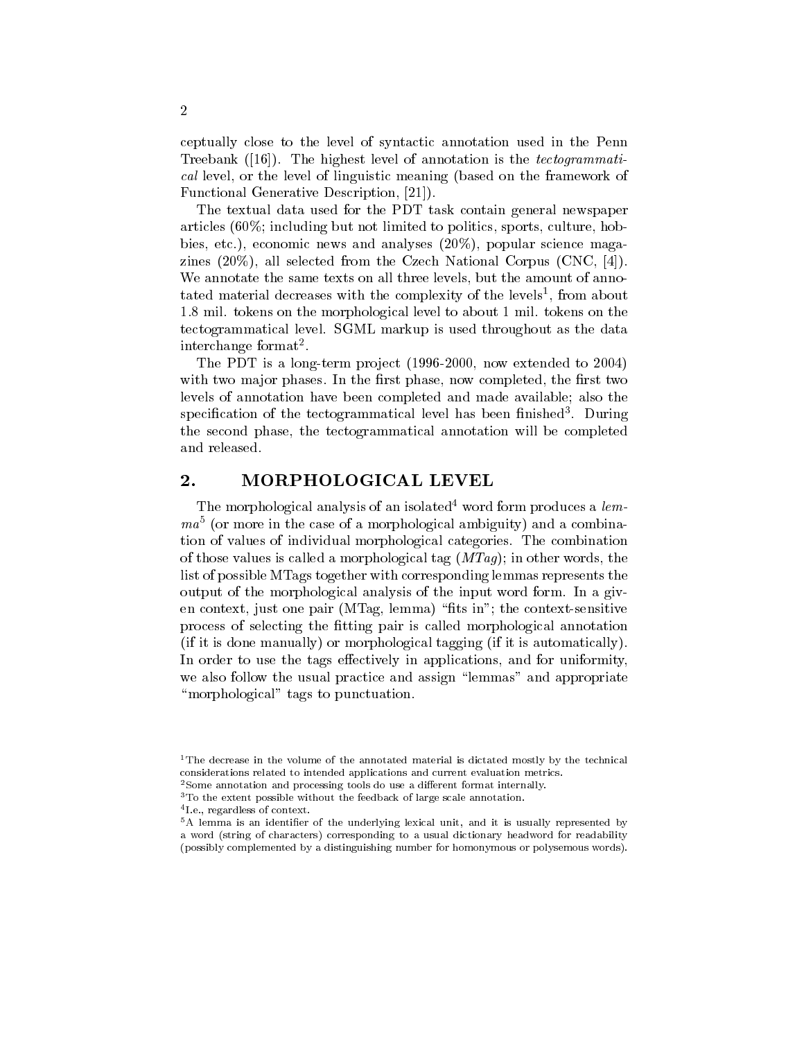ceptually close to the level of syntactic annotation used in the Penn Treebank ([16]). The highest level of annotation is the *tectogrammatical* level, or the level of linguistic meaning (based on the framework of Functional Generative Description, [21]).

The textual data used for the PDT task contain general newspaper articles (60%; including but not limited to politics, sports, culture, hobbies, etc.), economic news and analyses (20%), popular science magazines (20%), all selected from the Czech National Corpus (CNC, [4]). We annotate the same texts on all three levels, but the amount of annotated material decreases with the complexity of the levels[1], from about 1.8 mil. tokens on the morphological level to about 1 mil. tokens on the tectogrammatical level. SGML markup is used throughout as the data interchange format[2].

The PDT is a long-term project (1996-2000, now extended to 2004) with two major phases. In the first phase, now completed, the first two levels of annotation have been completed and made available; also the specification of the tectogrammatical level has been finished[3]. During the second phase, the tectogrammatical annotation will be completed and released.

## 2. MORPHOLOGICAL LEVEL

The morphological analysis of an isolated[4] word form produces a *lemma*[5] (or more in the case of a morphological ambiguity) and a combination of values of individual morphological categories. The combination of those values is called a morphological tag (*MTag*); in other words, the list of possible MTags together with corresponding lemmas represents the output of the morphological analysis of the input word form. In a given context, just one pair (MTag, lemma) "fits in"; the context-sensitive process of selecting the fitting pair is called morphological annotation (if it is done manually) or morphological tagging (if it is automatically). In order to use the tags effectively in applications, and for uniformity, we also follow the usual practice and assign "lemmas" and appropriate "morphological" tags to punctuation.

---

[1] The decrease in the volume of the annotated material is dictated mostly by the technical considerations related to intended applications and current evaluation metrics.

[2] Some annotation and processing tools do use a different format internally.

[3] To the extent possible without the feedback of large scale annotation.

[4] I.e., regardless of context.

[5] A lemma is an identifier of the underlying lexical unit, and it is usually represented by a word (string of characters) corresponding to a usual dictionary headword for readability (possibly complemented by a distinguishing number for homonymous or polysemous words).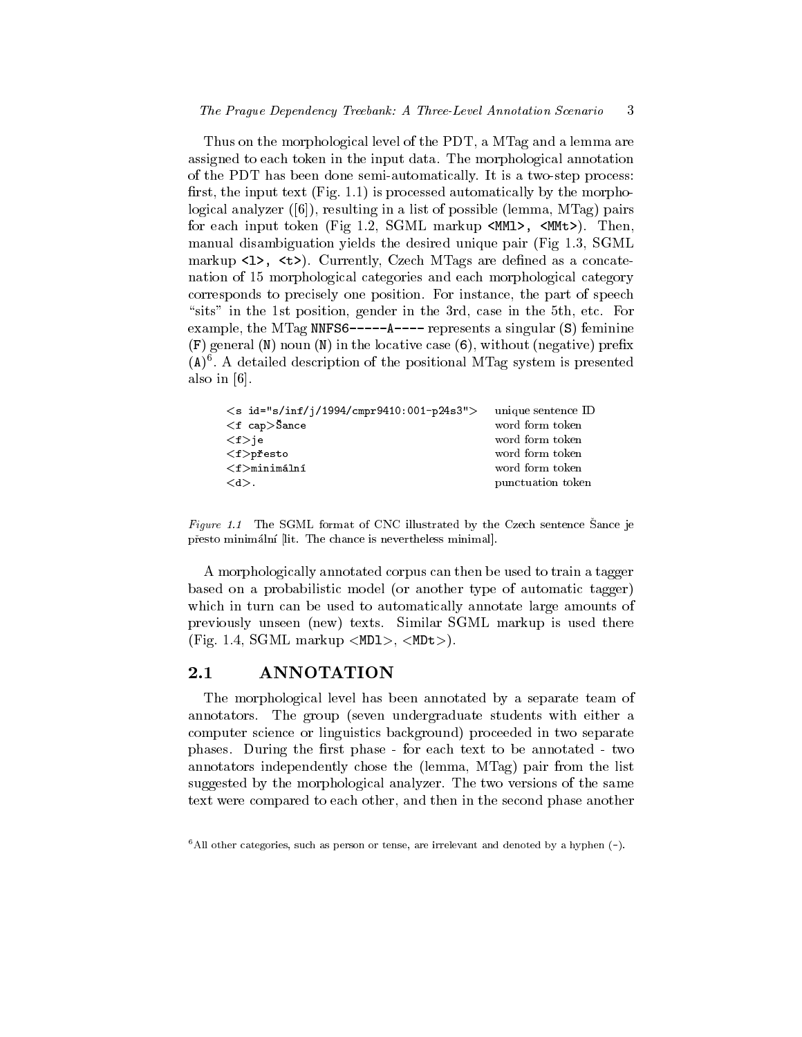Thus on the morphological level of the PDT, a MTag and a lemma are assigned to each token in the input data. The morphological annotation of the PDT has been done semi-automatically. It is a two-step process: first, the input text (Fig. 1.1) is processed automatically by the morphological analyzer ([6]), resulting in a list of possible (lemma, MTag) pairs for each input token (Fig 1.2, SGML markup `<MMl>, <MMt>`). Then, manual disambiguation yields the desired unique pair (Fig 1.3, SGML markup `<l>, <t>`). Currently, Czech MTags are defined as a concatenation of 15 morphological categories and each morphological category corresponds to precisely one position. For instance, the part of speech "sits" in the 1st position, gender in the 3rd, case in the 5th, etc. For example, the MTag `NNFS6-----A----` represents a singular (`S`) feminine (`F`) general (`N`) noun (`N`) in the locative case (`6`), without (negative) prefix (`A`)[6]. A detailed description of the positional MTag system is presented also in [6].

| | |
|---|---|
| `<s id="s/inf/j/1994/cmpr9410:001-p24s3">` | unique sentence ID |
| `<f cap>Šance` | word form token |
| `<f>je` | word form token |
| `<f>přesto` | word form token |
| `<f>minimální` | word form token |
| `<d>.` | punctuation token |

*Figure 1.1* The SGML format of CNC illustrated by the Czech sentence Šance je přesto minimální [lit. The chance is nevertheless minimal].

A morphologically annotated corpus can then be used to train a tagger based on a probabilistic model (or another type of automatic tagger) which in turn can be used to automatically annotate large amounts of previously unseen (new) texts. Similar SGML markup is used there (Fig. 1.4, SGML markup <MDl>, <MDt>).

## 2.1 ANNOTATION

The morphological level has been annotated by a separate team of annotators. The group (seven undergraduate students with either a computer science or linguistics background) proceeded in two separate phases. During the first phase - for each text to be annotated - two annotators independently chose the (lemma, MTag) pair from the list suggested by the morphological analyzer. The two versions of the same text were compared to each other, and then in the second phase another

[6] All other categories, such as person or tense, are irrelevant and denoted by a hyphen (`-`).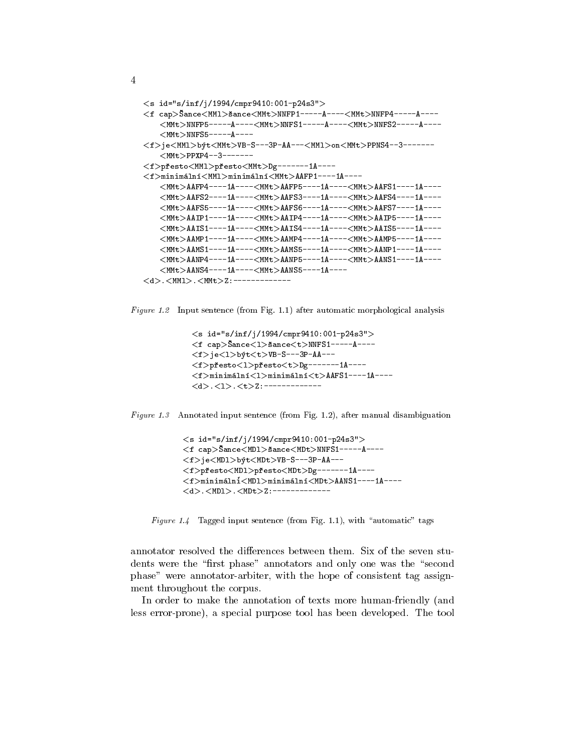```
<s id="s/inf/j/1994/cmpr9410:001-p24s3">
<f cap>Šance<MMl>šance<MMt>NNFP1-----A----<MMt>NNFP4-----A----
    <MMt>NNFP5-----A----<MMt>NNFS1-----A----<MMt>NNFS2-----A----
    <MMt>NNFS5-----A----
<f>je<MMl>být<MMt>VB-S---3P-AA---<MMl>on<MMt>PPNS4--3-------
    <MMt>PPXP4--3-------
<f>přesto<MMl>přesto<MMt>Dg-------1A----
<f>minimální<MMl>minimální<MMt>AAFP1----1A----
    <MMt>AAFP4----1A----<MMt>AAFP5----1A----<MMt>AAFS1----1A----
    <MMt>AAFS2----1A----<MMt>AAFS3----1A----<MMt>AAFS4----1A----
    <MMt>AAFS5----1A----<MMt>AAFS6----1A----<MMt>AAFS7----1A----
    <MMt>AAIP1----1A----<MMt>AAIP4----1A----<MMt>AAIP5----1A----
    <MMt>AAIS1----1A----<MMt>AAIS4----1A----<MMt>AAIS5----1A----
    <MMt>AAMP1----1A----<MMt>AAMP4----1A----<MMt>AAMP5----1A----
    <MMt>AAMS1----1A----<MMt>AAMS5----1A----<MMt>AANP1----1A----
    <MMt>AANP4----1A----<MMt>AANP5----1A----<MMt>AANS1----1A----
    <MMt>AANS4----1A----<MMt>AANS5----1A----
<d>.<MMl>.<MMt>Z:-------------
```

*Figure 1.2* Input sentence (from Fig. 1.1) after automatic morphological analysis

```
<s id="s/inf/j/1994/cmpr9410:001-p24s3">
<f cap>Šance<l>šance<t>NNFS1-----A----
<f>je<l>být<t>VB-S---3P-AA---
<f>přesto<l>přesto<t>Dg-------1A----
<f>minimální<l>minimální<t>AAFS1----1A----
<d>.<l>.<t>Z:-------------
```

*Figure 1.3* Annotated input sentence (from Fig. 1.2), after manual disambiguation

```
<s id="s/inf/j/1994/cmpr9410:001-p24s3">
<f cap>Šance<MDl>šance<MDt>NNFS1-----A----
<f>je<MDl>být<MDt>VB-S---3P-AA---
<f>přesto<MDl>přesto<MDt>Dg-------1A----
<f>minimální<MDl>minimální<MDt>AANS1----1A----
<d>.<MDl>.<MDt>Z:-------------
```

*Figure 1.4* Tagged input sentence (from Fig. 1.1), with "automatic" tags

annotator resolved the differences between them. Six of the seven students were the "first phase" annotators and only one was the "second phase" were annotator-arbiter, with the hope of consistent tag assignment throughout the corpus.

In order to make the annotation of texts more human-friendly (and less error-prone), a special purpose tool has been developed. The tool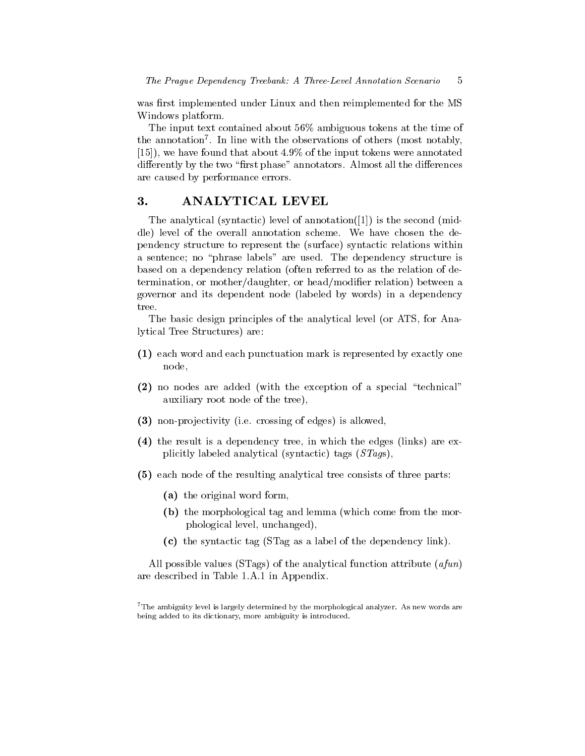was first implemented under Linux and then reimplemented for the MS Windows platform.

The input text contained about 56% ambiguous tokens at the time of the annotation[7]. In line with the observations of others (most notably, [15]), we have found that about 4.9% of the input tokens were annotated differently by the two "first phase" annotators. Almost all the differences are caused by performance errors.

## 3. ANALYTICAL LEVEL

The analytical (syntactic) level of annotation([1]) is the second (middle) level of the overall annotation scheme. We have chosen the dependency structure to represent the (surface) syntactic relations within a sentence; no "phrase labels" are used. The dependency structure is based on a dependency relation (often referred to as the relation of determination, or mother/daughter, or head/modifier relation) between a governor and its dependent node (labeled by words) in a dependency tree.

The basic design principles of the analytical level (or ATS, for Analytical Tree Structures) are:

**(1)** each word and each punctuation mark is represented by exactly one node,

**(2)** no nodes are added (with the exception of a special "technical" auxiliary root node of the tree),

**(3)** non-projectivity (i.e. crossing of edges) is allowed,

**(4)** the result is a dependency tree, in which the edges (links) are explicitly labeled analytical (syntactic) tags (*STag*s),

**(5)** each node of the resulting analytical tree consists of three parts:

  **(a)** the original word form,

  **(b)** the morphological tag and lemma (which come from the morphological level, unchanged),

  **(c)** the syntactic tag (STag as a label of the dependency link).

All possible values (STags) of the analytical function attribute (*afun*) are described in Table 1.A.1 in Appendix.

[7] The ambiguity level is largely determined by the morphological analyzer. As new words are being added to its dictionary, more ambiguity is introduced.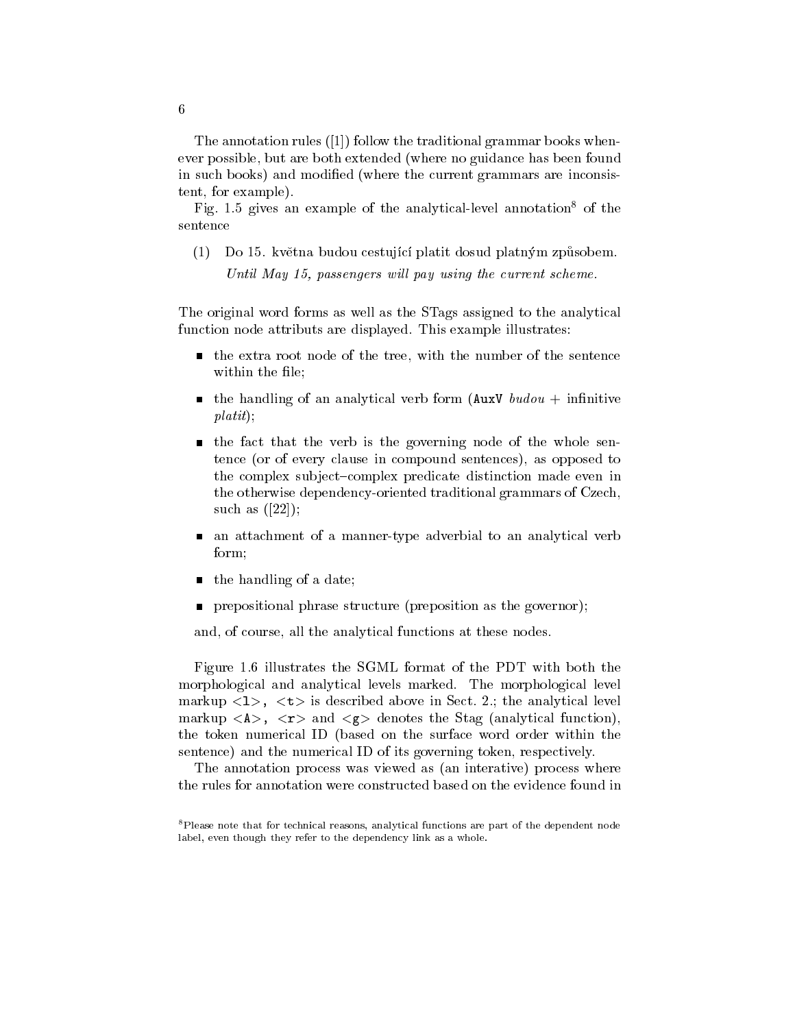The annotation rules ([1]) follow the traditional grammar books whenever possible, but are both extended (where no guidance has been found in such books) and modified (where the current grammars are inconsistent, for example).

Fig. 1.5 gives an example of the analytical-level annotation[8] of the sentence

(1) Do 15. května budou cestující platit dosud platným způsobem.
*Until May 15, passengers will pay using the current scheme.*

The original word forms as well as the STags assigned to the analytical function node attributs are displayed. This example illustrates:

- the extra root node of the tree, with the number of the sentence within the file;
- the handling of an analytical verb form (`AuxV` *budou* + infinitive *platit*);
- the fact that the verb is the governing node of the whole sentence (or of every clause in compound sentences), as opposed to the complex subject–complex predicate distinction made even in the otherwise dependency-oriented traditional grammars of Czech, such as ([22]);
- an attachment of a manner-type adverbial to an analytical verb form;
- the handling of a date;
- prepositional phrase structure (preposition as the governor);

and, of course, all the analytical functions at these nodes.

Figure 1.6 illustrates the SGML format of the PDT with both the morphological and analytical levels marked. The morphological level markup `<l>, <t>` is described above in Sect. 2.; the analytical level markup `<A>, <r>` and `<g>` denotes the Stag (analytical function), the token numerical ID (based on the surface word order within the sentence) and the numerical ID of its governing token, respectively.

The annotation process was viewed as (an interative) process where the rules for annotation were constructed based on the evidence found in

[8] Please note that for technical reasons, analytical functions are part of the dependent node label, even though they refer to the dependency link as a whole.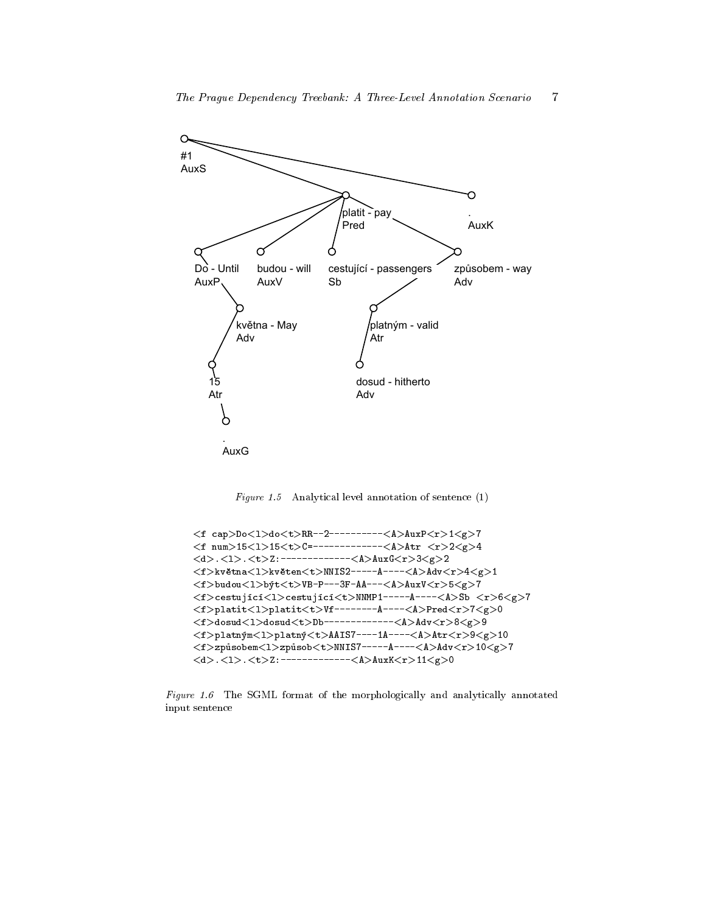*Figure 1.5* Analytical level annotation of sentence (1)

```
<f cap>Do<l>do<t>RR--2----------<A>AuxP<r>1<g>7
<f num>15<l>15<t>C=-------------<A>Atr <r>2<g>4
<d>.<l>.<t>Z:-------------<A>AuxG<r>3<g>2
<f>května<l>květen<t>NNIS2-----A----<A>Adv<r>4<g>1
<f>budou<l>být<t>VB-P---3F-AA---<A>AuxV<r>5<g>7
<f>cestující<l>cestující<t>NNMP1-----A----<A>Sb <r>6<g>7
<f>platit<l>platit<t>Vf--------A----<A>Pred<r>7<g>0
<f>dosud<l>dosud<t>Db-------------<A>Adv<r>8<g>9
<f>platným<l>platný<t>AAIS7----1A----<A>Atr<r>9<g>10
<f>způsobem<l>způsob<t>NNIS7-----A----<A>Adv<r>10<g>7
<d>.<l>.<t>Z:-------------<A>AuxK<r>11<g>0
```

*Figure 1.6* The SGML format of the morphologically and analytically annotated input sentence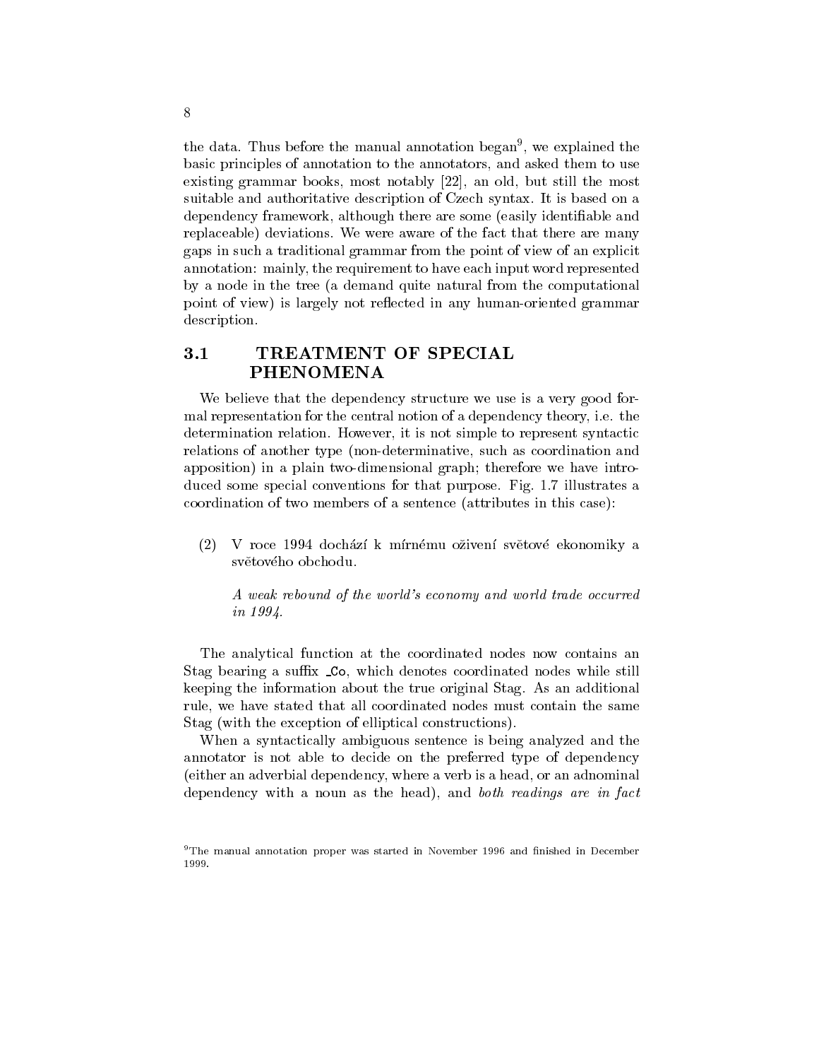the data. Thus before the manual annotation began[9], we explained the basic principles of annotation to the annotators, and asked them to use existing grammar books, most notably [22], an old, but still the most suitable and authoritative description of Czech syntax. It is based on a dependency framework, although there are some (easily identifiable and replaceable) deviations. We were aware of the fact that there are many gaps in such a traditional grammar from the point of view of an explicit annotation: mainly, the requirement to have each input word represented by a node in the tree (a demand quite natural from the computational point of view) is largely not reflected in any human-oriented grammar description.

## 3.1 TREATMENT OF SPECIAL PHENOMENA

We believe that the dependency structure we use is a very good formal representation for the central notion of a dependency theory, i.e. the determination relation. However, it is not simple to represent syntactic relations of another type (non-determinative, such as coordination and apposition) in a plain two-dimensional graph; therefore we have introduced some special conventions for that purpose. Fig. 1.7 illustrates a coordination of two members of a sentence (attributes in this case):

(2) V roce 1994 dochází k mírnému oživení světové ekonomiky a světového obchodu.

*A weak rebound of the world's economy and world trade occurred in 1994.*

The analytical function at the coordinated nodes now contains an Stag bearing a suffix `_Co`, which denotes coordinated nodes while still keeping the information about the true original Stag. As an additional rule, we have stated that all coordinated nodes must contain the same Stag (with the exception of elliptical constructions).

When a syntactically ambiguous sentence is being analyzed and the annotator is not able to decide on the preferred type of dependency (either an adverbial dependency, where a verb is a head, or an adnominal dependency with a noun as the head), and *both readings are in fact*

[9] The manual annotation proper was started in November 1996 and finished in December 1999.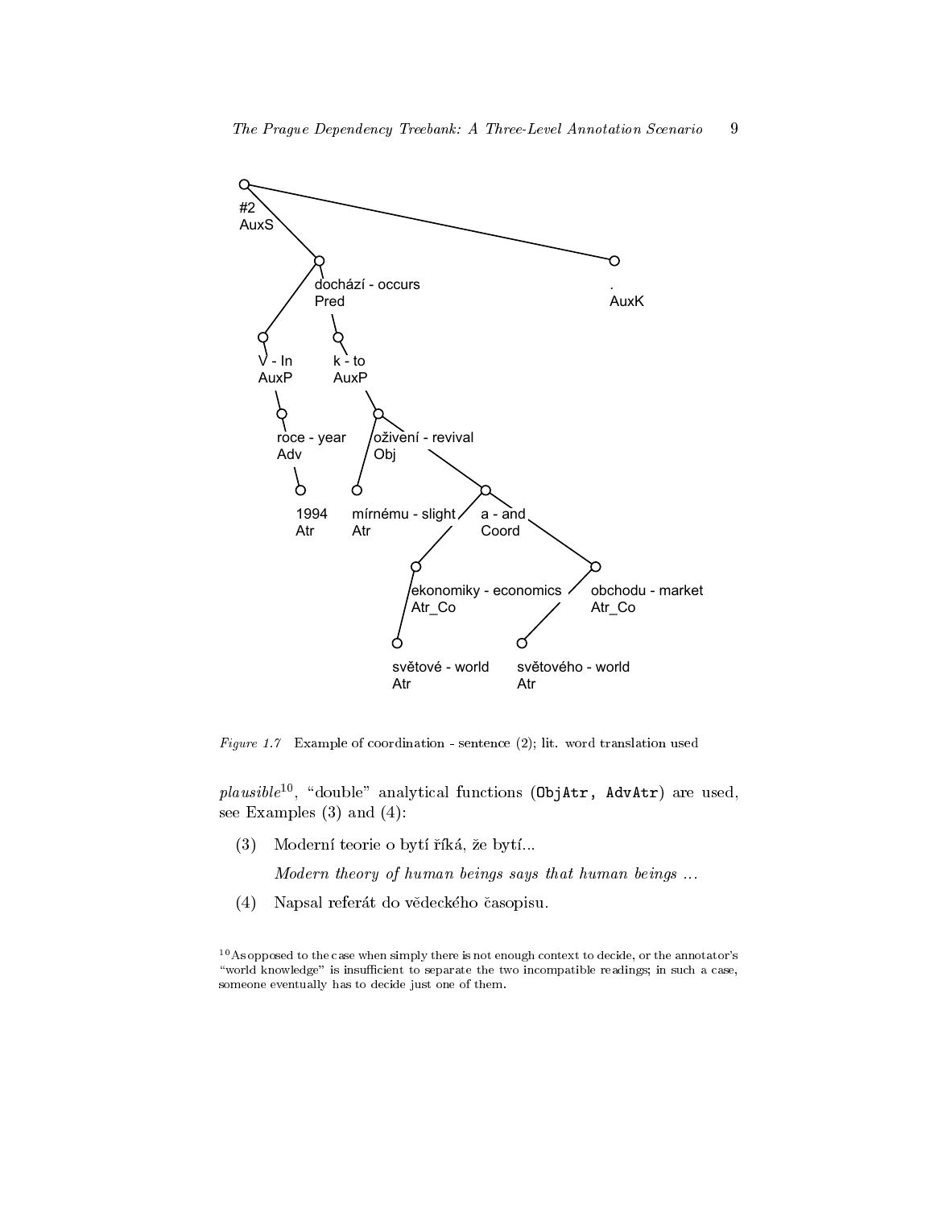Figure 1.7 Example of coordination - sentence (2); lit. word translation used

*plausible*[10], "double" analytical functions (`ObjAtr, AdvAtr`) are used, see Examples (3) and (4):

(3) Moderní teorie o bytí říká, že bytí...

*Modern theory of human beings says that human beings ...*

(4) Napsal referát do vědeckého časopisu.

[10] As opposed to the case when simply there is not enough context to decide, or the annotator's "world knowledge" is insufficient to separate the two incompatible readings; in such a case, someone eventually has to decide just one of them.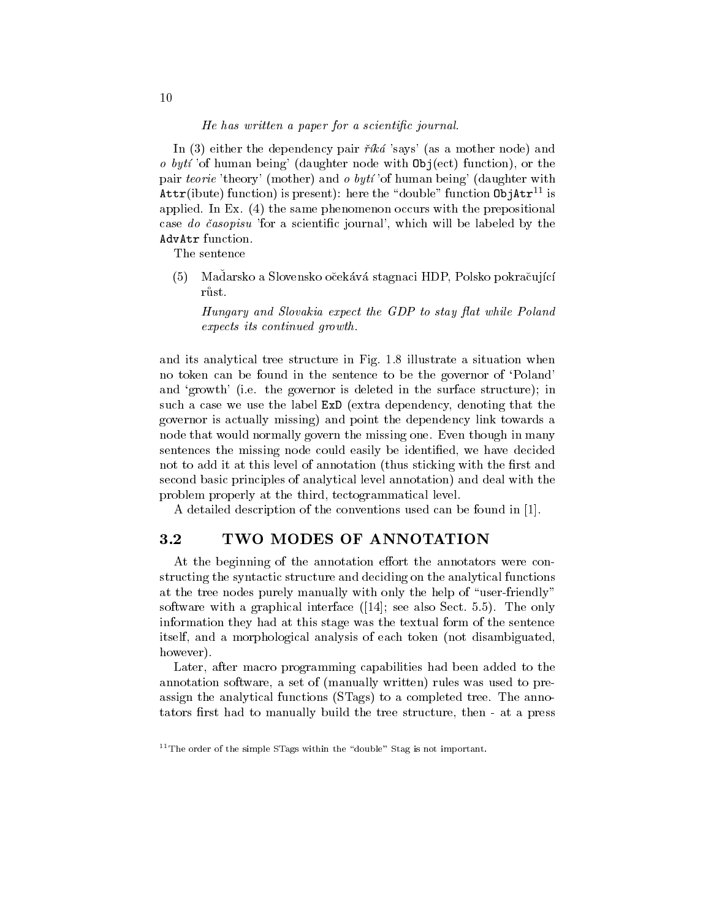*He has written a paper for a scientific journal.*

In (3) either the dependency pair *říká* 'says' (as a mother node) and *o bytí* 'of human being' (daughter node with `Obj`(ect) function), or the pair *teorie* 'theory' (mother) and *o bytí* 'of human being' (daughter with `Attr`(ibute) function) is present): here the "double" function `ObjAtr`[11] is applied. In Ex. (4) the same phenomenon occurs with the prepositional case *do časopisu* 'for a scientific journal', which will be labeled by the `AdvAtr` function.

The sentence

(5) Maďarsko a Slovensko očekává stagnaci HDP, Polsko pokračující růst.

*Hungary and Slovakia expect the GDP to stay flat while Poland expects its continued growth.*

and its analytical tree structure in Fig. 1.8 illustrate a situation when no token can be found in the sentence to be the governor of 'Poland' and 'growth' (i.e. the governor is deleted in the surface structure); in such a case we use the label `ExD` (extra dependency, denoting that the governor is actually missing) and point the dependency link towards a node that would normally govern the missing one. Even though in many sentences the missing node could easily be identified, we have decided not to add it at this level of annotation (thus sticking with the first and second basic principles of analytical level annotation) and deal with the problem properly at the third, tectogrammatical level.

A detailed description of the conventions used can be found in [1].

## 3.2 TWO MODES OF ANNOTATION

At the beginning of the annotation effort the annotators were constructing the syntactic structure and deciding on the analytical functions at the tree nodes purely manually with only the help of "user-friendly" software with a graphical interface ([14]; see also Sect. 5.5). The only information they had at this stage was the textual form of the sentence itself, and a morphological analysis of each token (not disambiguated, however).

Later, after macro programming capabilities had been added to the annotation software, a set of (manually written) rules was used to preassign the analytical functions (STags) to a completed tree. The annotators first had to manually build the tree structure, then - at a press

[11] The order of the simple STags within the "double" Stag is not important.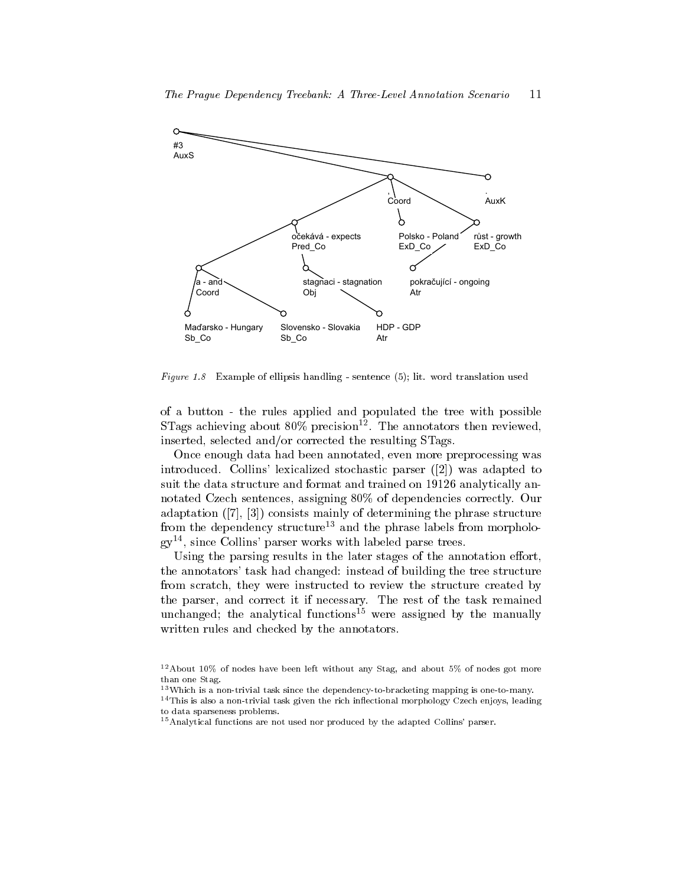*Figure 1.8* Example of ellipsis handling - sentence (5); lit. word translation used

of a button - the rules applied and populated the tree with possible STags achieving about 80% precision[12]. The annotators then reviewed, inserted, selected and/or corrected the resulting STags.

Once enough data had been annotated, even more preprocessing was introduced. Collins' lexicalized stochastic parser ([2]) was adapted to suit the data structure and format and trained on 19126 analytically annotated Czech sentences, assigning 80% of dependencies correctly. Our adaptation ([7], [3]) consists mainly of determining the phrase structure from the dependency structure[13] and the phrase labels from morphology[14], since Collins' parser works with labeled parse trees.

Using the parsing results in the later stages of the annotation effort, the annotators' task had changed: instead of building the tree structure from scratch, they were instructed to review the structure created by the parser, and correct it if necessary. The rest of the task remained unchanged; the analytical functions[15] were assigned by the manually written rules and checked by the annotators.

---

[12] About 10% of nodes have been left without any Stag, and about 5% of nodes got more than one Stag.

[13] Which is a non-trivial task since the dependency-to-bracketing mapping is one-to-many.

[14] This is also a non-trivial task given the rich inflectional morphology Czech enjoys, leading to data sparseness problems.

[15] Analytical functions are not used nor produced by the adapted Collins' parser.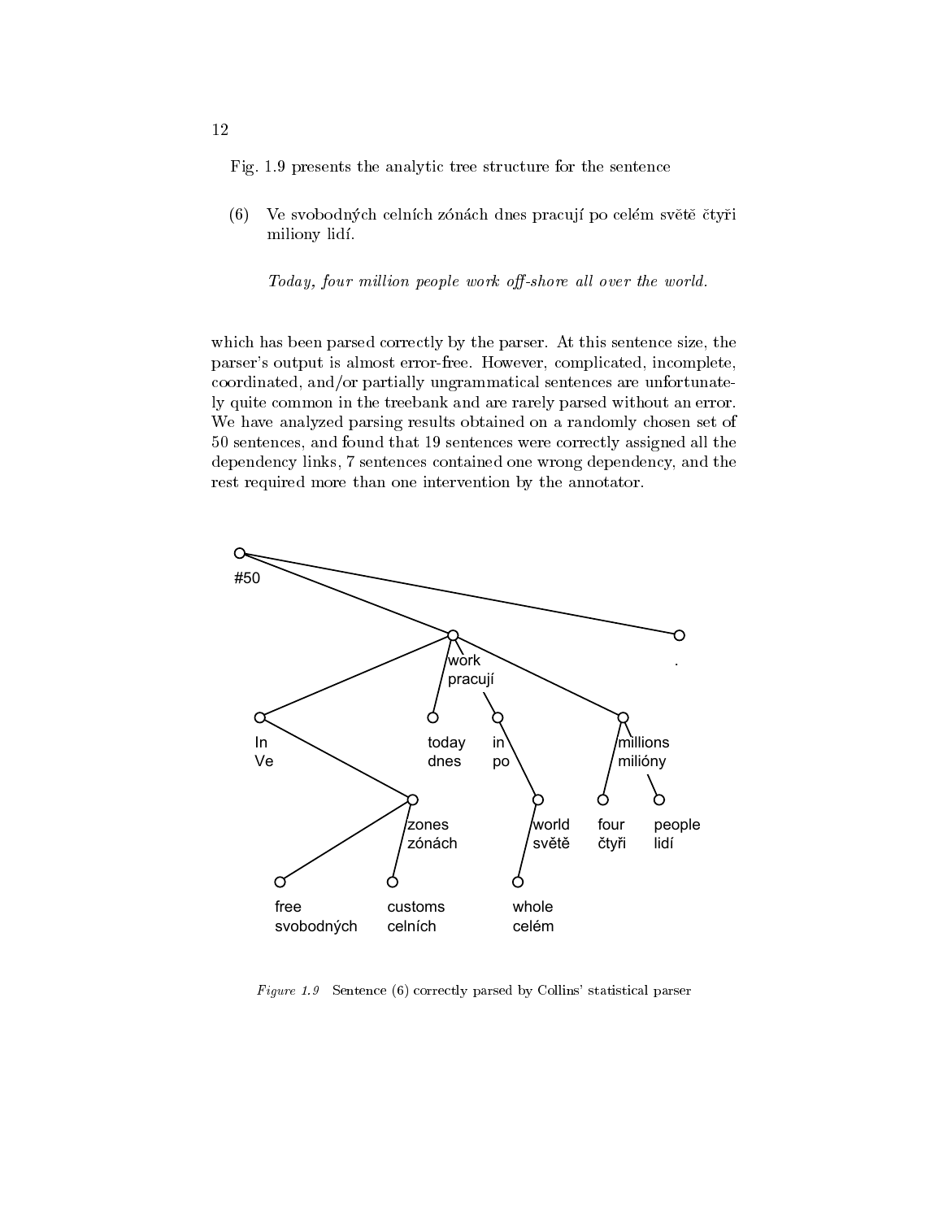Fig. 1.9 presents the analytic tree structure for the sentence

(6) Ve svobodných celních zónách dnes pracují po celém světě čtyři miliony lidí.

*Today, four million people work off-shore all over the world.*

which has been parsed correctly by the parser. At this sentence size, the parser's output is almost error-free. However, complicated, incomplete, coordinated, and/or partially ungrammatical sentences are unfortunately quite common in the treebank and are rarely parsed without an error. We have analyzed parsing results obtained on a randomly chosen set of 50 sentences, and found that 19 sentences were correctly assigned all the dependency links, 7 sentences contained one wrong dependency, and the rest required more than one intervention by the annotator.

*Figure 1.9* Sentence (6) correctly parsed by Collins' statistical parser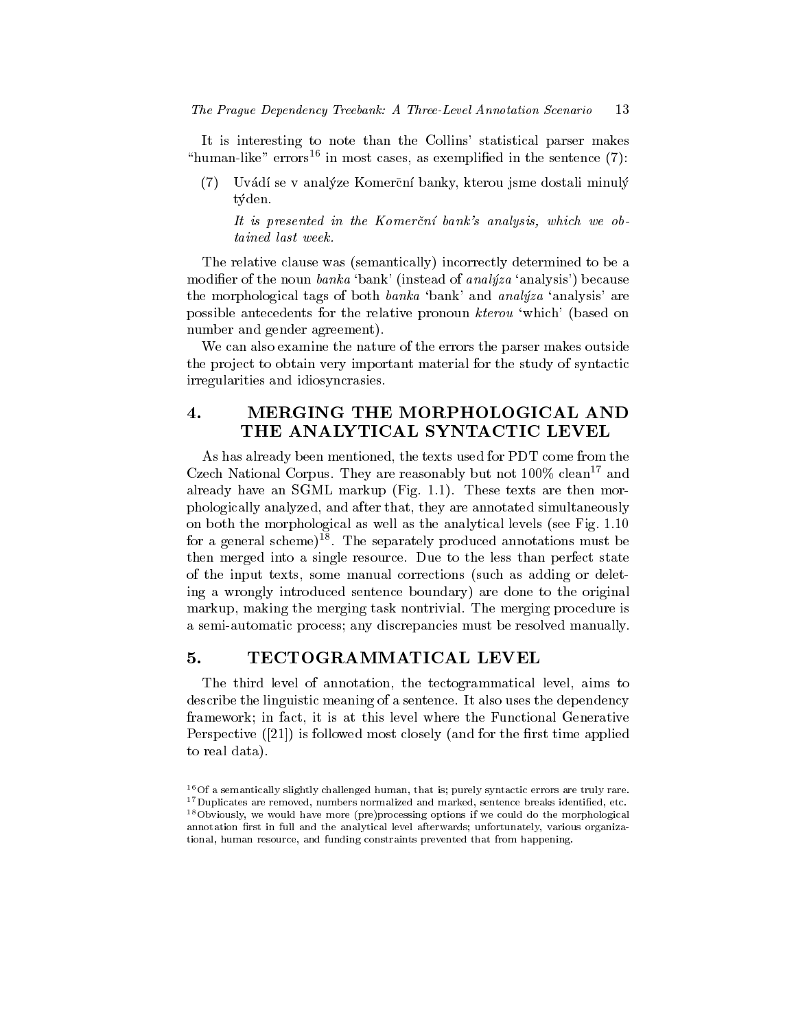It is interesting to note than the Collins' statistical parser makes "human-like" errors[16] in most cases, as exemplified in the sentence (7):

(7) Uvádí se v analýze Komerční banky, kterou jsme dostali minulý týden.

*It is presented in the Komerční bank's analysis, which we obtained last week.*

The relative clause was (semantically) incorrectly determined to be a modifier of the noun *banka* 'bank' (instead of *analýza* 'analysis') because the morphological tags of both *banka* 'bank' and *analýza* 'analysis' are possible antecedents for the relative pronoun *kterou* 'which' (based on number and gender agreement).

We can also examine the nature of the errors the parser makes outside the project to obtain very important material for the study of syntactic irregularities and idiosyncrasies.

## 4. MERGING THE MORPHOLOGICAL AND THE ANALYTICAL SYNTACTIC LEVEL

As has already been mentioned, the texts used for PDT come from the Czech National Corpus. They are reasonably but not 100% clean[17] and already have an SGML markup (Fig. 1.1). These texts are then morphologically analyzed, and after that, they are annotated simultaneously on both the morphological as well as the analytical levels (see Fig. 1.10 for a general scheme)[18]. The separately produced annotations must be then merged into a single resource. Due to the less than perfect state of the input texts, some manual corrections (such as adding or deleting a wrongly introduced sentence boundary) are done to the original markup, making the merging task nontrivial. The merging procedure is a semi-automatic process; any discrepancies must be resolved manually.

## 5. TECTOGRAMMATICAL LEVEL

The third level of annotation, the tectogrammatical level, aims to describe the linguistic meaning of a sentence. It also uses the dependency framework; in fact, it is at this level where the Functional Generative Perspective ([21]) is followed most closely (and for the first time applied to real data).

---

[16] Of a semantically slightly challenged human, that is; purely syntactic errors are truly rare.

[17] Duplicates are removed, numbers normalized and marked, sentence breaks identified, etc.

[18] Obviously, we would have more (pre)processing options if we could do the morphological annotation first in full and the analytical level afterwards; unfortunately, various organizational, human resource, and funding constraints prevented that from happening.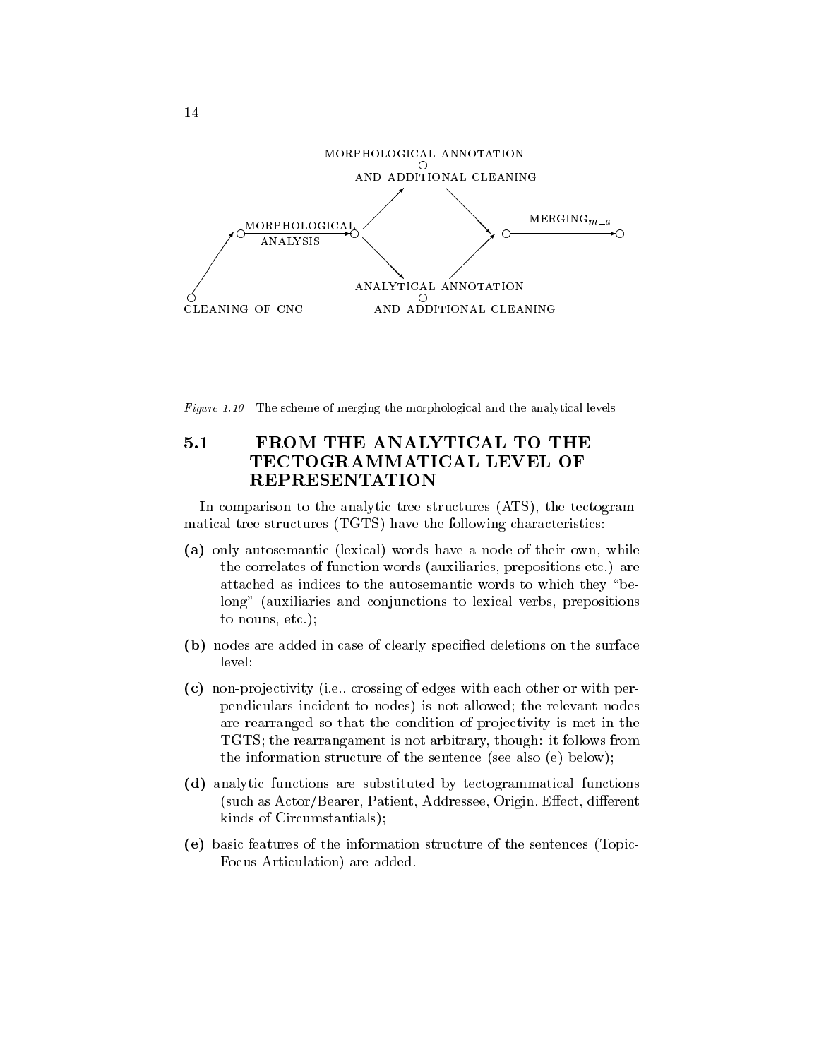MORPHOLOGICAL ANNOTATION AND ADDITIONAL CLEANING

CLEANING OF CNC → MORPHOLOGICAL ANALYSIS → ANALYTICAL ANNOTATION AND ADDITIONAL CLEANING → $\text{MERGING}_{m\_a}$

*Figure 1.10* The scheme of merging the morphological and the analytical levels

## 5.1 FROM THE ANALYTICAL TO THE TECTOGRAMMATICAL LEVEL OF REPRESENTATION

In comparison to the analytic tree structures (ATS), the tectogrammatical tree structures (TGTS) have the following characteristics:

**(a)** only autosemantic (lexical) words have a node of their own, while the correlates of function words (auxiliaries, prepositions etc.) are attached as indices to the autosemantic words to which they "belong" (auxiliaries and conjunctions to lexical verbs, prepositions to nouns, etc.);

**(b)** nodes are added in case of clearly specified deletions on the surface level;

**(c)** non-projectivity (i.e., crossing of edges with each other or with perpendiculars incident to nodes) is not allowed; the relevant nodes are rearranged so that the condition of projectivity is met in the TGTS; the rearrangament is not arbitrary, though: it follows from the information structure of the sentence (see also (e) below);

**(d)** analytic functions are substituted by tectogrammatical functions (such as Actor/Bearer, Patient, Addressee, Origin, Effect, different kinds of Circumstantials);

**(e)** basic features of the information structure of the sentences (Topic-Focus Articulation) are added.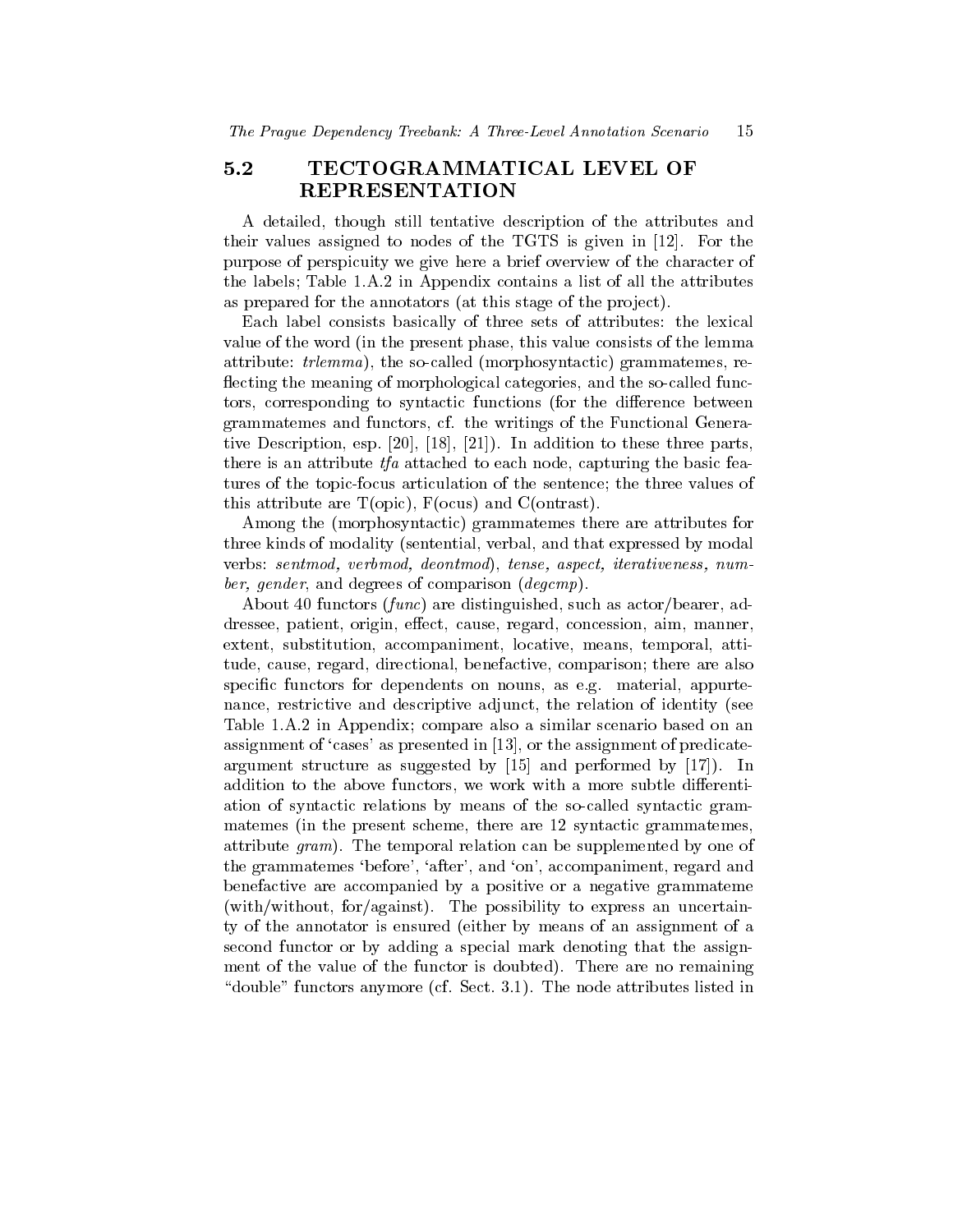## 5.2 TECTOGRAMMATICAL LEVEL OF REPRESENTATION

A detailed, though still tentative description of the attributes and their values assigned to nodes of the TGTS is given in [12]. For the purpose of perspicuity we give here a brief overview of the character of the labels; Table 1.A.2 in Appendix contains a list of all the attributes as prepared for the annotators (at this stage of the project).

Each label consists basically of three sets of attributes: the lexical value of the word (in the present phase, this value consists of the lemma attribute: *trlemma*), the so-called (morphosyntactic) grammatemes, reflecting the meaning of morphological categories, and the so-called functors, corresponding to syntactic functions (for the difference between grammatemes and functors, cf. the writings of the Functional Generative Description, esp. [20], [18], [21]). In addition to these three parts, there is an attribute *tfa* attached to each node, capturing the basic features of the topic-focus articulation of the sentence; the three values of this attribute are T(opic), F(ocus) and C(ontrast).

Among the (morphosyntactic) grammatemes there are attributes for three kinds of modality (sentential, verbal, and that expressed by modal verbs: *sentmod, verbmod, deontmod*), *tense, aspect, iterativeness, number, gender*, and degrees of comparison (*degcmp*).

About 40 functors (*func*) are distinguished, such as actor/bearer, addressee, patient, origin, effect, cause, regard, concession, aim, manner, extent, substitution, accompaniment, locative, means, temporal, attitude, cause, regard, directional, benefactive, comparison; there are also specific functors for dependents on nouns, as e.g. material, appurtenance, restrictive and descriptive adjunct, the relation of identity (see Table 1.A.2 in Appendix; compare also a similar scenario based on an assignment of 'cases' as presented in [13], or the assignment of predicate-argument structure as suggested by [15] and performed by [17]). In addition to the above functors, we work with a more subtle differentiation of syntactic relations by means of the so-called syntactic grammatemes (in the present scheme, there are 12 syntactic grammatemes, attribute *gram*). The temporal relation can be supplemented by one of the grammatemes 'before', 'after', and 'on', accompaniment, regard and benefactive are accompanied by a positive or a negative grammateme (with/without, for/against). The possibility to express an uncertainty of the annotator is ensured (either by means of an assignment of a second functor or by adding a special mark denoting that the assignment of the value of the functor is doubted). There are no remaining "double" functors anymore (cf. Sect. 3.1). The node attributes listed in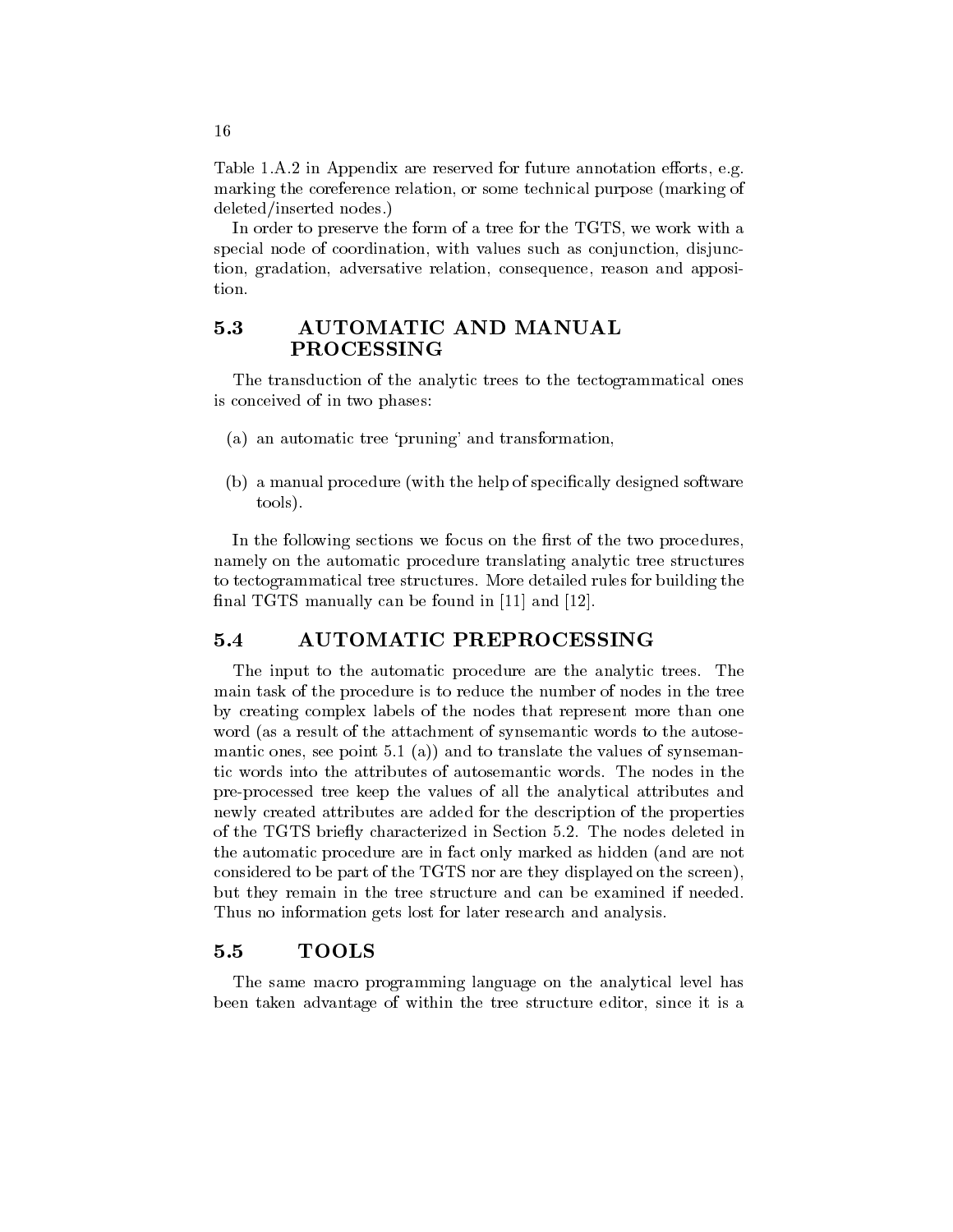Table 1.A.2 in Appendix are reserved for future annotation efforts, e.g. marking the coreference relation, or some technical purpose (marking of deleted/inserted nodes.)

In order to preserve the form of a tree for the TGTS, we work with a special node of coordination, with values such as conjunction, disjunction, gradation, adversative relation, consequence, reason and apposition.

## 5.3 AUTOMATIC AND MANUAL PROCESSING

The transduction of the analytic trees to the tectogrammatical ones is conceived of in two phases:

(a) an automatic tree 'pruning' and transformation,

(b) a manual procedure (with the help of specifically designed software tools).

In the following sections we focus on the first of the two procedures, namely on the automatic procedure translating analytic tree structures to tectogrammatical tree structures. More detailed rules for building the final TGTS manually can be found in [11] and [12].

## 5.4 AUTOMATIC PREPROCESSING

The input to the automatic procedure are the analytic trees. The main task of the procedure is to reduce the number of nodes in the tree by creating complex labels of the nodes that represent more than one word (as a result of the attachment of synsemantic words to the autosemantic ones, see point 5.1 (a)) and to translate the values of synsemantic words into the attributes of autosemantic words. The nodes in the pre-processed tree keep the values of all the analytical attributes and newly created attributes are added for the description of the properties of the TGTS briefly characterized in Section 5.2. The nodes deleted in the automatic procedure are in fact only marked as hidden (and are not considered to be part of the TGTS nor are they displayed on the screen), but they remain in the tree structure and can be examined if needed. Thus no information gets lost for later research and analysis.

## 5.5 TOOLS

The same macro programming language on the analytical level has been taken advantage of within the tree structure editor, since it is a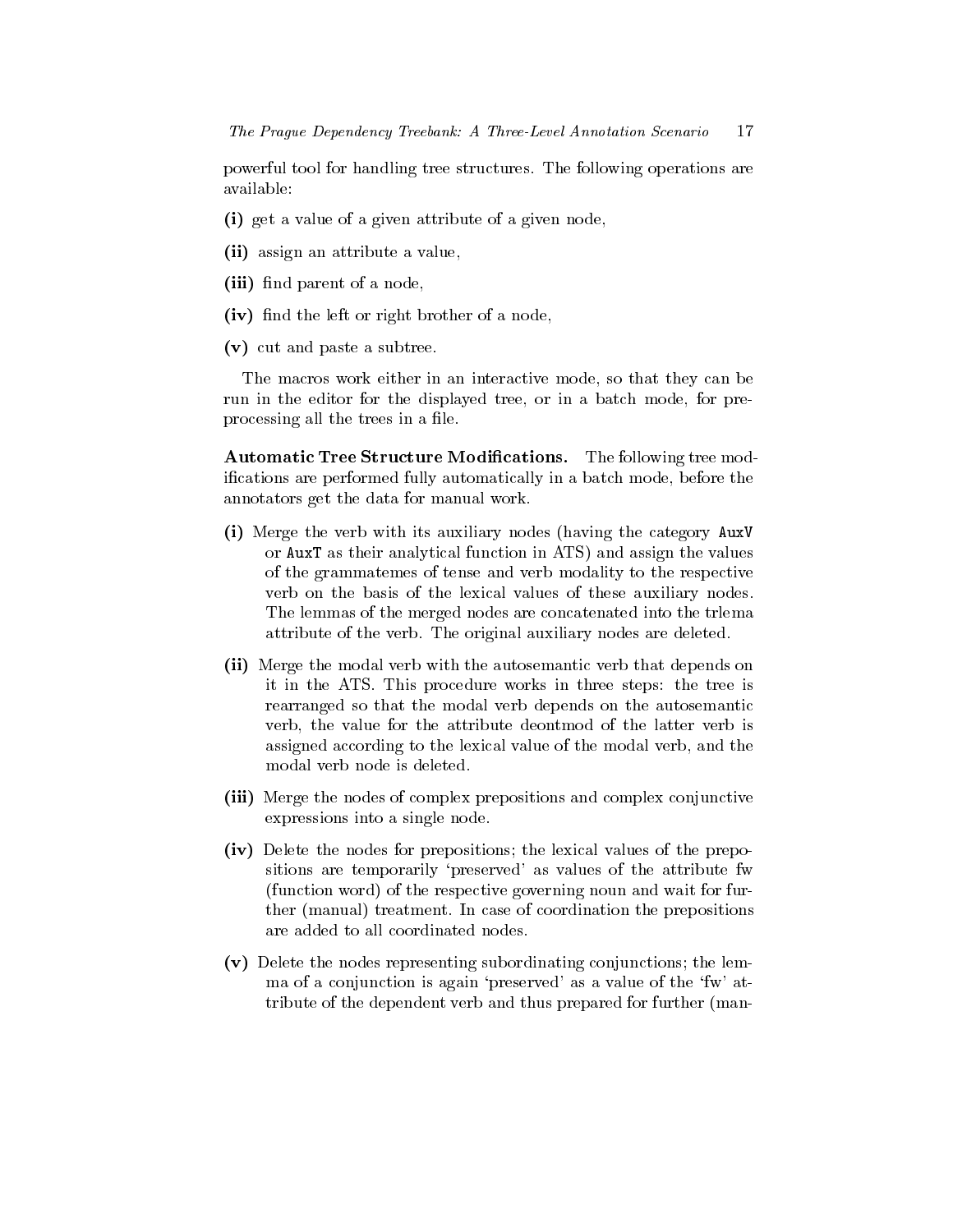powerful tool for handling tree structures. The following operations are available:

**(i)** get a value of a given attribute of a given node,

**(ii)** assign an attribute a value,

**(iii)** find parent of a node,

**(iv)** find the left or right brother of a node,

**(v)** cut and paste a subtree.

The macros work either in an interactive mode, so that they can be run in the editor for the displayed tree, or in a batch mode, for preprocessing all the trees in a file.

**Automatic Tree Structure Modifications.** The following tree modifications are performed fully automatically in a batch mode, before the annotators get the data for manual work.

**(i)** Merge the verb with its auxiliary nodes (having the category `AuxV` or `AuxT` as their analytical function in ATS) and assign the values of the grammatemes of tense and verb modality to the respective verb on the basis of the lexical values of these auxiliary nodes. The lemmas of the merged nodes are concatenated into the trlema attribute of the verb. The original auxiliary nodes are deleted.

**(ii)** Merge the modal verb with the autosemantic verb that depends on it in the ATS. This procedure works in three steps: the tree is rearranged so that the modal verb depends on the autosemantic verb, the value for the attribute deontmod of the latter verb is assigned according to the lexical value of the modal verb, and the modal verb node is deleted.

**(iii)** Merge the nodes of complex prepositions and complex conjunctive expressions into a single node.

**(iv)** Delete the nodes for prepositions; the lexical values of the prepositions are temporarily 'preserved' as values of the attribute fw (function word) of the respective governing noun and wait for further (manual) treatment. In case of coordination the prepositions are added to all coordinated nodes.

**(v)** Delete the nodes representing subordinating conjunctions; the lemma of a conjunction is again 'preserved' as a value of the 'fw' attribute of the dependent verb and thus prepared for further (man-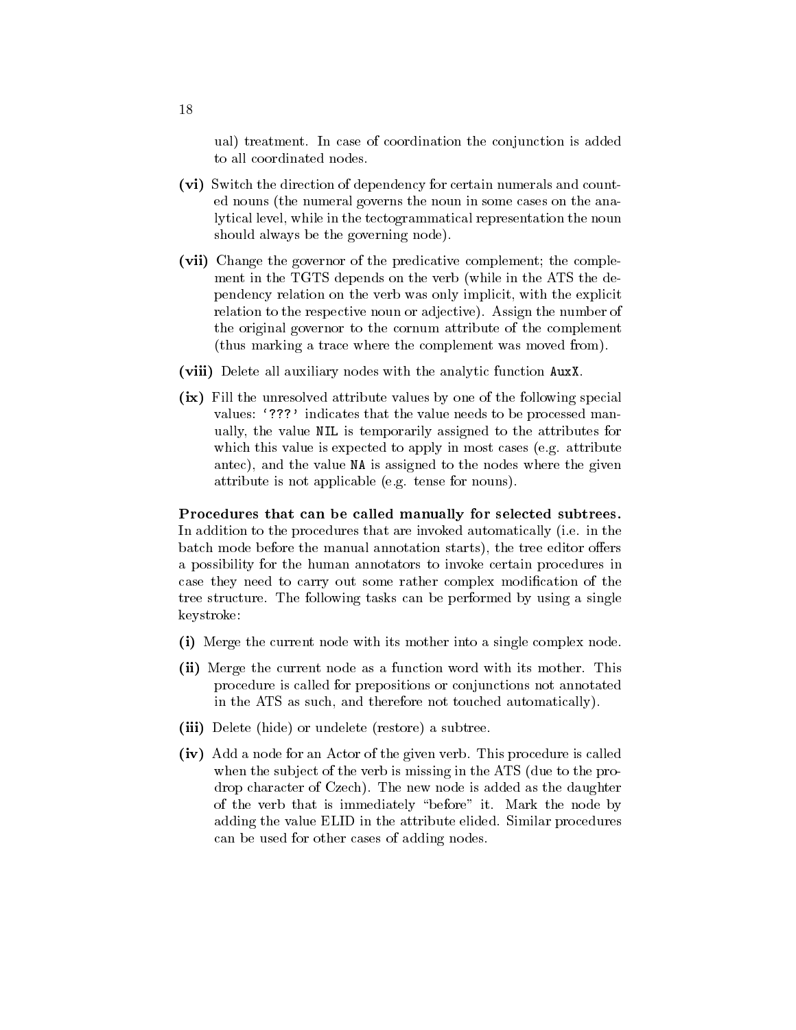ual) treatment. In case of coordination the conjunction is added to all coordinated nodes.

**(vi)** Switch the direction of dependency for certain numerals and counted nouns (the numeral governs the noun in some cases on the analytical level, while in the tectogrammatical representation the noun should always be the governing node).

**(vii)** Change the governor of the predicative complement; the complement in the TGTS depends on the verb (while in the ATS the dependency relation on the verb was only implicit, with the explicit relation to the respective noun or adjective). Assign the number of the original governor to the cornum attribute of the complement (thus marking a trace where the complement was moved from).

**(viii)** Delete all auxiliary nodes with the analytic function `AuxX`.

**(ix)** Fill the unresolved attribute values by one of the following special values: `'???'` indicates that the value needs to be processed manually, the value `NIL` is temporarily assigned to the attributes for which this value is expected to apply in most cases (e.g. attribute antec), and the value `NA` is assigned to the nodes where the given attribute is not applicable (e.g. tense for nouns).

**Procedures that can be called manually for selected subtrees.** In addition to the procedures that are invoked automatically (i.e. in the batch mode before the manual annotation starts), the tree editor offers a possibility for the human annotators to invoke certain procedures in case they need to carry out some rather complex modification of the tree structure. The following tasks can be performed by using a single keystroke:

**(i)** Merge the current node with its mother into a single complex node.

**(ii)** Merge the current node as a function word with its mother. This procedure is called for prepositions or conjunctions not annotated in the ATS as such, and therefore not touched automatically).

**(iii)** Delete (hide) or undelete (restore) a subtree.

**(iv)** Add a node for an Actor of the given verb. This procedure is called when the subject of the verb is missing in the ATS (due to the prodrop character of Czech). The new node is added as the daughter of the verb that is immediately "before" it. Mark the node by adding the value ELID in the attribute elided. Similar procedures can be used for other cases of adding nodes.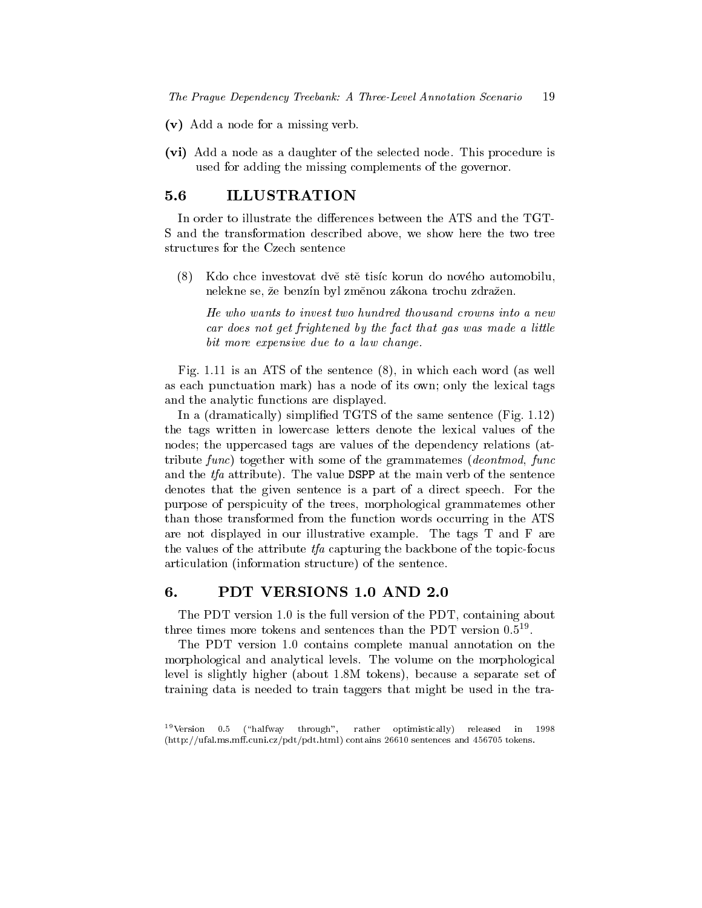**(v)** Add a node for a missing verb.

**(vi)** Add a node as a daughter of the selected node. This procedure is used for adding the missing complements of the governor.

## 5.6 ILLUSTRATION

In order to illustrate the differences between the ATS and the TGT-S and the transformation described above, we show here the two tree structures for the Czech sentence

(8) Kdo chce investovat dvě stě tisíc korun do nového automobilu, nelekne se, že benzín byl změnou zákona trochu zdražen.

*He who wants to invest two hundred thousand crowns into a new car does not get frightened by the fact that gas was made a little bit more expensive due to a law change.*

Fig. 1.11 is an ATS of the sentence (8), in which each word (as well as each punctuation mark) has a node of its own; only the lexical tags and the analytic functions are displayed.

In a (dramatically) simplified TGTS of the same sentence (Fig. 1.12) the tags written in lowercase letters denote the lexical values of the nodes; the uppercased tags are values of the dependency relations (attribute *func*) together with some of the grammatemes (*deontmod*, *func* and the *tfa* attribute). The value `DSPP` at the main verb of the sentence denotes that the given sentence is a part of a direct speech. For the purpose of perspicuity of the trees, morphological grammatemes other than those transformed from the function words occurring in the ATS are not displayed in our illustrative example. The tags T and F are the values of the attribute *tfa* capturing the backbone of the topic-focus articulation (information structure) of the sentence.

## 6. PDT VERSIONS 1.0 AND 2.0

The PDT version 1.0 is the full version of the PDT, containing about three times more tokens and sentences than the PDT version 0.5[19].

The PDT version 1.0 contains complete manual annotation on the morphological and analytical levels. The volume on the morphological level is slightly higher (about 1.8M tokens), because a separate set of training data is needed to train taggers that might be used in the tra-

[19] Version 0.5 ("halfway through", rather optimistically) released in 1998 (http://ufal.ms.mff.cuni.cz/pdt/pdt.html) contains 26610 sentences and 456705 tokens.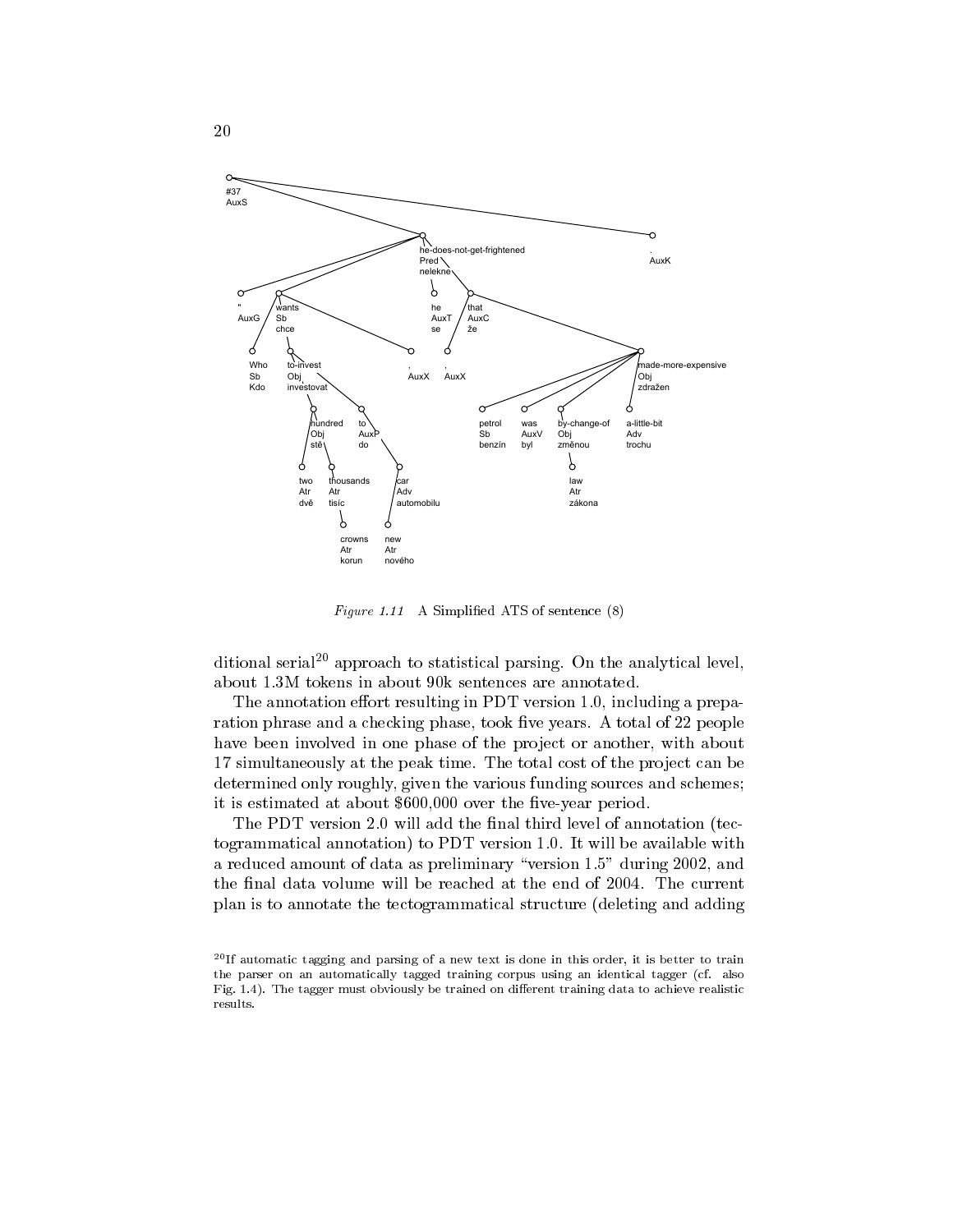*Figure 1.11* A Simplified ATS of sentence (8)

ditional serial[20] approach to statistical parsing. On the analytical level, about 1.3M tokens in about 90k sentences are annotated.

The annotation effort resulting in PDT version 1.0, including a preparation phrase and a checking phase, took five years. A total of 22 people have been involved in one phase of the project or another, with about 17 simultaneously at the peak time. The total cost of the project can be determined only roughly, given the various funding sources and schemes; it is estimated at about \$600,000 over the five-year period.

The PDT version 2.0 will add the final third level of annotation (tectogrammatical annotation) to PDT version 1.0. It will be available with a reduced amount of data as preliminary "version 1.5" during 2002, and the final data volume will be reached at the end of 2004. The current plan is to annotate the tectogrammatical structure (deleting and adding

[20]If automatic tagging and parsing of a new text is done in this order, it is better to train the parser on an automatically tagged training corpus using an identical tagger (cf. also Fig. 1.4). The tagger must obviously be trained on different training data to achieve realistic results.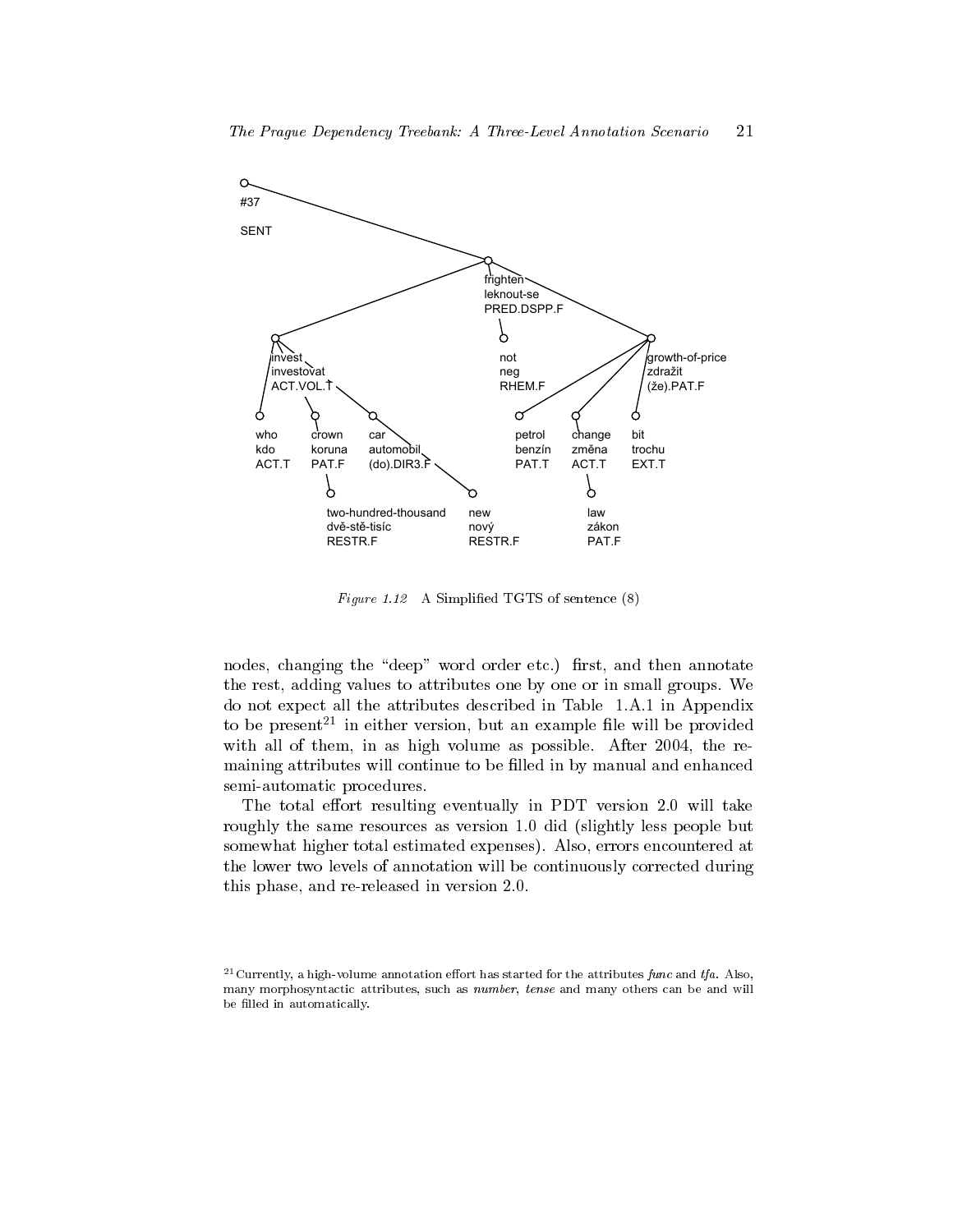*Figure 1.12* A Simplified TGTS of sentence (8)

nodes, changing the "deep" word order etc.) first, and then annotate the rest, adding values to attributes one by one or in small groups. We do not expect all the attributes described in Table 1.A.1 in Appendix to be present[21] in either version, but an example file will be provided with all of them, in as high volume as possible. After 2004, the remaining attributes will continue to be filled in by manual and enhanced semi-automatic procedures.

The total effort resulting eventually in PDT version 2.0 will take roughly the same resources as version 1.0 did (slightly less people but somewhat higher total estimated expenses). Also, errors encountered at the lower two levels of annotation will be continuously corrected during this phase, and re-released in version 2.0.

[21] Currently, a high-volume annotation effort has started for the attributes *func* and *tfa*. Also, many morphosyntactic attributes, such as *number*, *tense* and many others can be and will be filled in automatically.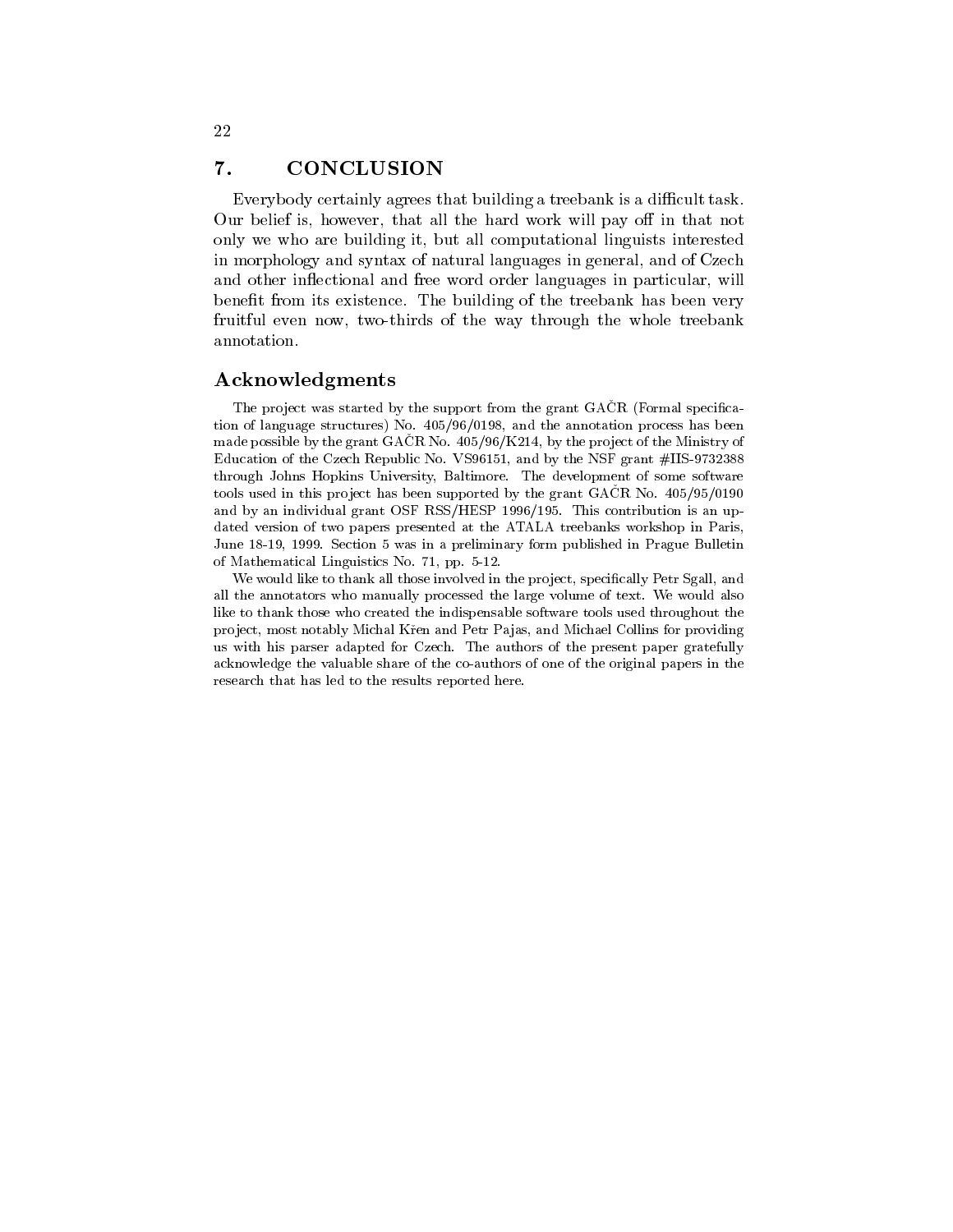## 7. CONCLUSION

Everybody certainly agrees that building a treebank is a difficult task. Our belief is, however, that all the hard work will pay off in that not only we who are building it, but all computational linguists interested in morphology and syntax of natural languages in general, and of Czech and other inflectional and free word order languages in particular, will benefit from its existence. The building of the treebank has been very fruitful even now, two-thirds of the way through the whole treebank annotation.

### Acknowledgments

The project was started by the support from the grant GAČR (Formal specification of language structures) No. 405/96/0198, and the annotation process has been made possible by the grant GAČR No. 405/96/K214, by the project of the Ministry of Education of the Czech Republic No. VS96151, and by the NSF grant #IIS-9732388 through Johns Hopkins University, Baltimore. The development of some software tools used in this project has been supported by the grant GAČR No. 405/95/0190 and by an individual grant OSF RSS/HESP 1996/195. This contribution is an updated version of two papers presented at the ATALA treebanks workshop in Paris, June 18-19, 1999. Section 5 was in a preliminary form published in Prague Bulletin of Mathematical Linguistics No. 71, pp. 5-12.

We would like to thank all those involved in the project, specifically Petr Sgall, and all the annotators who manually processed the large volume of text. We would also like to thank those who created the indispensable software tools used throughout the project, most notably Michal Křen and Petr Pajas, and Michael Collins for providing us with his parser adapted for Czech. The authors of the present paper gratefully acknowledge the valuable share of the co-authors of one of the original papers in the research that has led to the results reported here.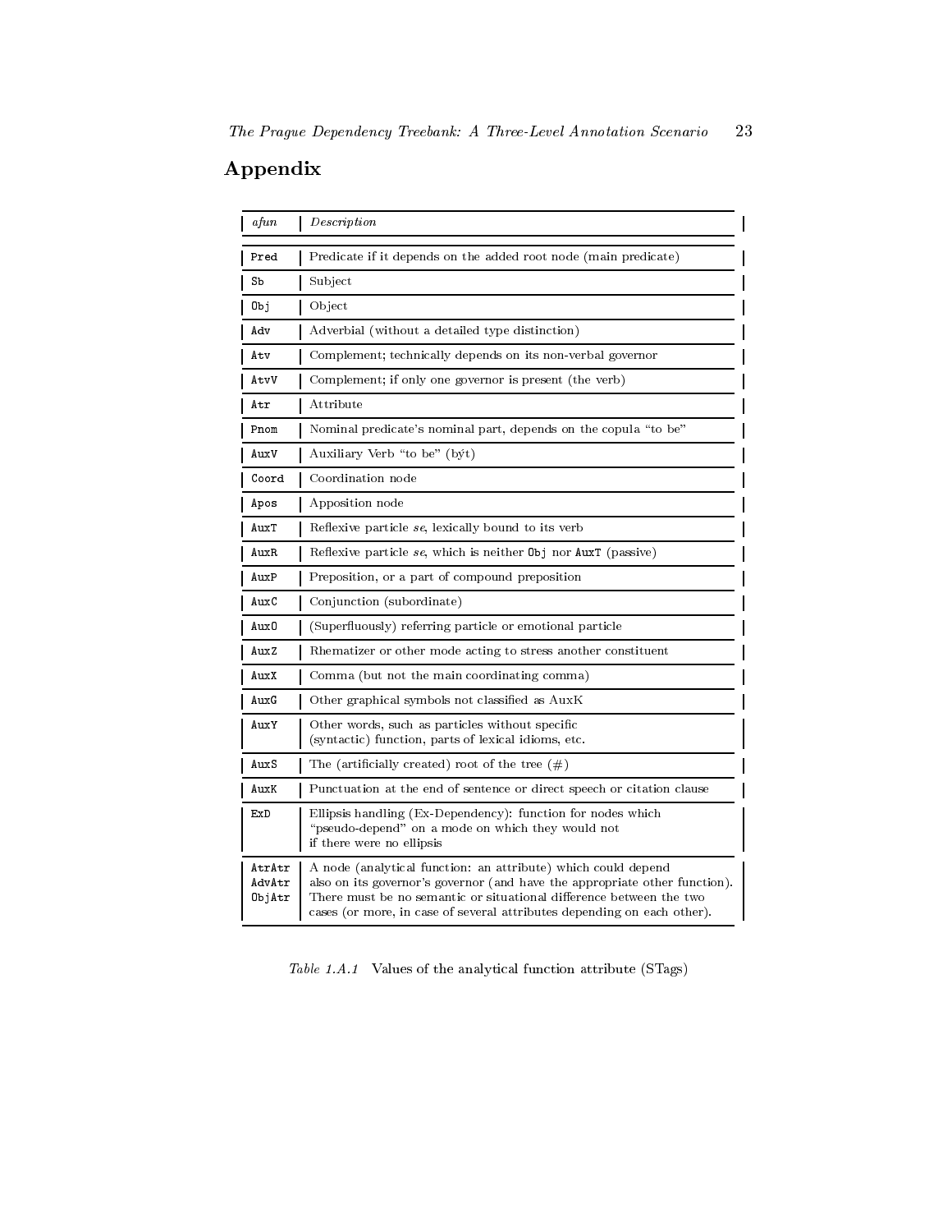## Appendix

| *afun* | *Description* |
|---|---|
| Pred | Predicate if it depends on the added root node (main predicate) |
| Sb | Subject |
| Obj | Object |
| Adv | Adverbial (without a detailed type distinction) |
| Atv | Complement; technically depends on its non-verbal governor |
| AtvV | Complement; if only one governor is present (the verb) |
| Atr | Attribute |
| Pnom | Nominal predicate's nominal part, depends on the copula "to be" |
| AuxV | Auxiliary Verb "to be" (být) |
| Coord | Coordination node |
| Apos | Apposition node |
| AuxT | Reflexive particle *se*, lexically bound to its verb |
| AuxR | Reflexive particle *se*, which is neither Obj nor AuxT (passive) |
| AuxP | Preposition, or a part of compound preposition |
| AuxC | Conjunction (subordinate) |
| AuxO | (Superfluously) referring particle or emotional particle |
| AuxZ | Rhematizer or other mode acting to stress another constituent |
| AuxX | Comma (but not the main coordinating comma) |
| AuxG | Other graphical symbols not classified as AuxK |
| AuxY | Other words, such as particles without specific (syntactic) function, parts of lexical idioms, etc. |
| AuxS | The (artificially created) root of the tree (#) |
| AuxK | Punctuation at the end of sentence or direct speech or citation clause |
| ExD | Ellipsis handling (Ex-Dependency): function for nodes which "pseudo-depend" on a mode on which they would not if there were no ellipsis |
| AtrAtr AdvAtr ObjAtr | A node (analytical function: an attribute) which could depend also on its governor's governor (and have the appropriate other function). There must be no semantic or situational difference between the two cases (or more, in case of several attributes depending on each other). |

*Table 1.A.1* Values of the analytical function attribute (STags)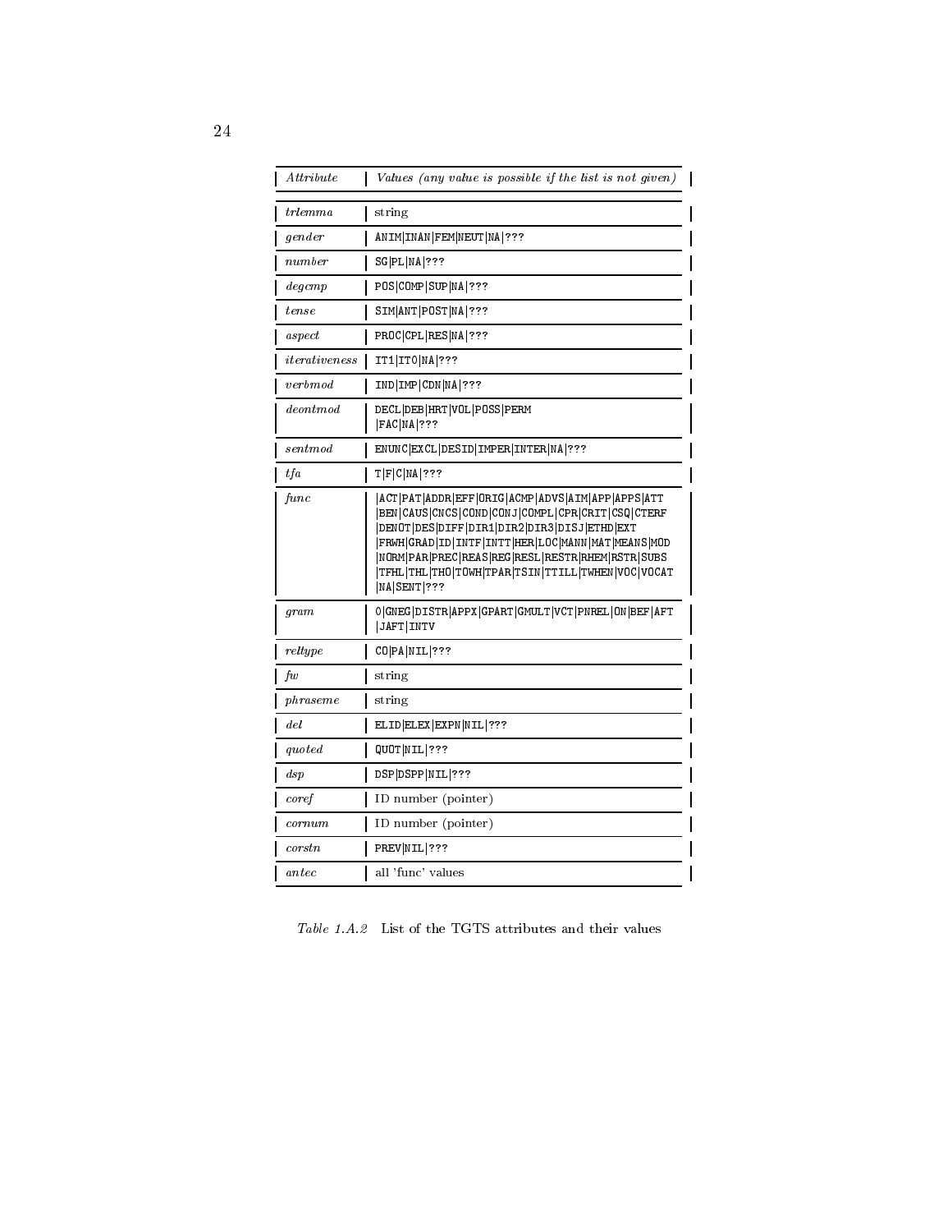| *Attribute* | *Values (any value is possible if the list is not given)* |
|---|---|
| *trlemma* | string |
| *gender* | ANIM\|INAN\|FEM\|NEUT\|NA\|??? |
| *number* | SG\|PL\|NA\|??? |
| *degcmp* | POS\|COMP\|SUP\|NA\|??? |
| *tense* | SIM\|ANT\|POST\|NA\|??? |
| *aspect* | PROC\|CPL\|RES\|NA\|??? |
| *iterativeness* | IT1\|IT0\|NA\|??? |
| *verbmod* | IND\|IMP\|CDN\|NA\|??? |
| *deontmod* | DECL\|DEB\|HRT\|VOL\|POSS\|PERM \|FAC\|NA\|??? |
| *sentmod* | ENUNC\|EXCL\|DESID\|IMPER\|INTER\|NA\|??? |
| *tfa* | T\|F\|C\|NA\|??? |
| *func* | \|ACT\|PAT\|ADDR\|EFF\|ORIG\|ACMP\|ADVS\|AIM\|APP\|APPS\|ATT \|BEN\|CAUS\|CNCS\|COND\|CONJ\|COMPL\|CPR\|CRIT\|CSQ\|CTERF \|DENOT\|DES\|DIFF\|DIR1\|DIR2\|DIR3\|DISJ\|ETHD\|EXT \|FRWH\|GRAD\|ID\|INTF\|INTT\|HER\|LOC\|MANN\|MAT\|MEANS\|MOD \|NORM\|PAR\|PREC\|REAS\|REG\|RESL\|RESTR\|RHEM\|RSTR\|SUBS \|TFHL\|THL\|THO\|TOWH\|TPAR\|TSIN\|TTILL\|TWHEN\|VOC\|VOCAT \|NA\|SENT\|??? |
| *gram* | 0\|GNEG\|DISTR\|APPX\|GPART\|GMULT\|VCT\|PNREL\|ON\|BEF\|AFT \|JAFT\|INTV |
| *reltype* | CO\|PA\|NIL\|??? |
| *fw* | string |
| *phraseme* | string |
| *del* | ELID\|ELEX\|EXPN\|NIL\|??? |
| *quoted* | QUOT\|NIL\|??? |
| *dsp* | DSP\|DSPP\|NIL\|??? |
| *coref* | ID number (pointer) |
| *cornum* | ID number (pointer) |
| *corstn* | PREV\|NIL\|??? |
| *antec* | all 'func' values |

*Table 1.A.2* List of the TGTS attributes and their values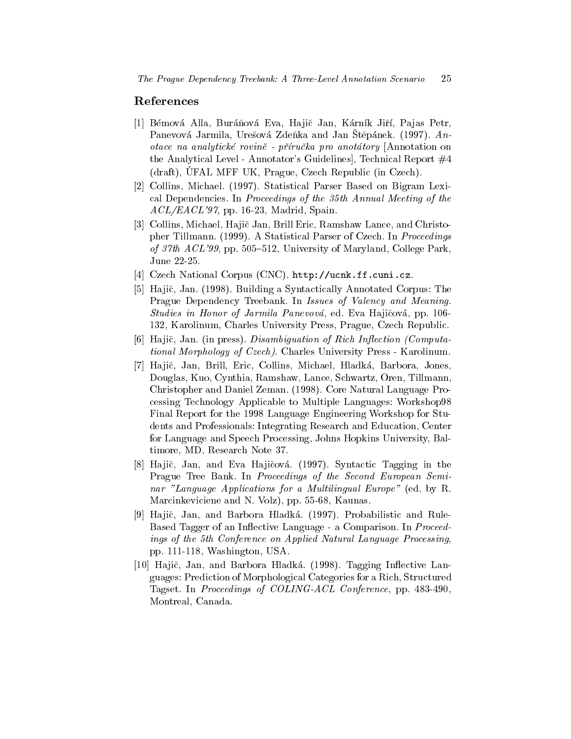## References

[1] Bémová Alla, Buráňová Eva, Hajič Jan, Kárník Jiří, Pajas Petr, Panevová Jarmila, Urešová Zdeňka and Jan Štěpánek. (1997). *Anotace na analytické rovině - příručka pro anotátory* [Annotation on the Analytical Level - Annotator's Guidelines], Technical Report #4 (draft), ÚFAL MFF UK, Prague, Czech Republic (in Czech).

[2] Collins, Michael. (1997). Statistical Parser Based on Bigram Lexical Dependencies. In *Proceedings of the 35th Annual Meeting of the ACL/EACL'97*, pp. 16-23, Madrid, Spain.

[3] Collins, Michael, Hajič Jan, Brill Eric, Ramshaw Lance, and Christopher Tillmann. (1999). A Statistical Parser of Czech. In *Proceedings of 37th ACL'99*, pp. 505–512, University of Maryland, College Park, June 22-25.

[4] Czech National Corpus (CNC). `http://ucnk.ff.cuni.cz`.

[5] Hajič, Jan. (1998). Building a Syntactically Annotated Corpus: The Prague Dependency Treebank. In *Issues of Valency and Meaning. Studies in Honor of Jarmila Panevová*, ed. Eva Hajičová, pp. 106-132, Karolinum, Charles University Press, Prague, Czech Republic.

[6] Hajič, Jan. (in press). *Disambiguation of Rich Inflection (Computational Morphology of Czech)*. Charles University Press - Karolinum.

[7] Hajič, Jan, Brill, Eric, Collins, Michael, Hladká, Barbora, Jones, Douglas, Kuo, Cynthia, Ramshaw, Lance, Schwartz, Oren, Tillmann, Christopher and Daniel Zeman. (1998). Core Natural Language Processing Technology Applicable to Multiple Languages: Workshop98 Final Report for the 1998 Language Engineering Workshop for Students and Professionals: Integrating Research and Education, Center for Language and Speech Processing, Johns Hopkins University, Baltimore, MD, Research Note 37.

[8] Hajič, Jan, and Eva Hajičová. (1997). Syntactic Tagging in the Prague Tree Bank. In *Proceedings of the Second European Seminar "Language Applications for a Multilingual Europe"* (ed. by R. Marcinkeviciene and N. Volz), pp. 55-68, Kaunas.

[9] Hajič, Jan, and Barbora Hladká. (1997). Probabilistic and Rule-Based Tagger of an Inflective Language - a Comparison. In *Proceedings of the 5th Conference on Applied Natural Language Processing*, pp. 111-118, Washington, USA.

[10] Hajič, Jan, and Barbora Hladká. (1998). Tagging Inflective Languages: Prediction of Morphological Categories for a Rich, Structured Tagset. In *Proceedings of COLING-ACL Conference*, pp. 483-490, Montreal, Canada.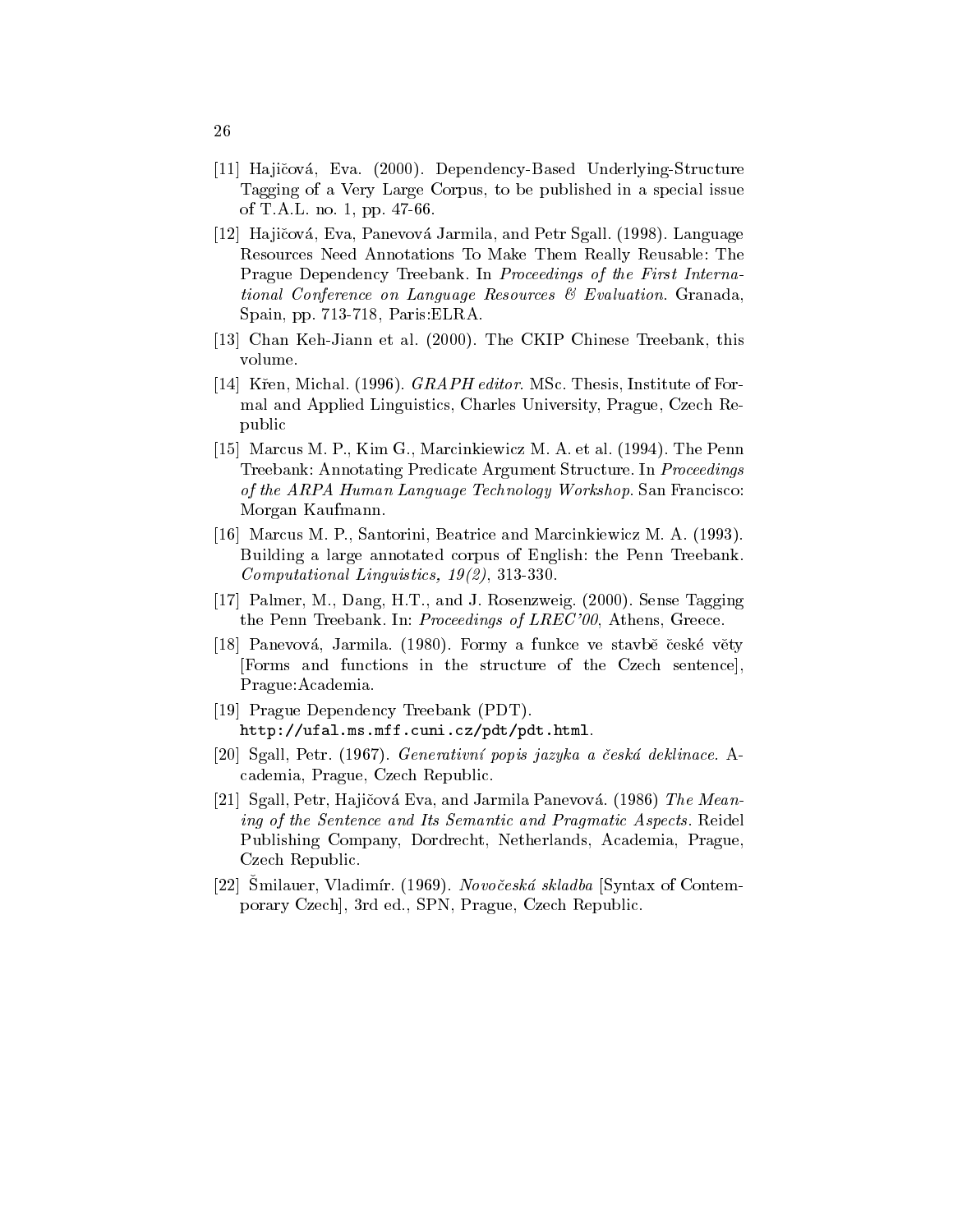[11] Hajičová, Eva. (2000). Dependency-Based Underlying-Structure Tagging of a Very Large Corpus, to be published in a special issue of T.A.L. no. 1, pp. 47-66.

[12] Hajičová, Eva, Panevová Jarmila, and Petr Sgall. (1998). Language Resources Need Annotations To Make Them Really Reusable: The Prague Dependency Treebank. In *Proceedings of the First International Conference on Language Resources & Evaluation*. Granada, Spain, pp. 713-718, Paris:ELRA.

[13] Chan Keh-Jiann et al. (2000). The CKIP Chinese Treebank, this volume.

[14] Křen, Michal. (1996). *GRAPH editor*. MSc. Thesis, Institute of Formal and Applied Linguistics, Charles University, Prague, Czech Republic

[15] Marcus M. P., Kim G., Marcinkiewicz M. A. et al. (1994). The Penn Treebank: Annotating Predicate Argument Structure. In *Proceedings of the ARPA Human Language Technology Workshop*. San Francisco: Morgan Kaufmann.

[16] Marcus M. P., Santorini, Beatrice and Marcinkiewicz M. A. (1993). Building a large annotated corpus of English: the Penn Treebank. *Computational Linguistics, 19(2)*, 313-330.

[17] Palmer, M., Dang, H.T., and J. Rosenzweig. (2000). Sense Tagging the Penn Treebank. In: *Proceedings of LREC'00*, Athens, Greece.

[18] Panevová, Jarmila. (1980). Formy a funkce ve stavbě české věty [Forms and functions in the structure of the Czech sentence], Prague:Academia.

[19] Prague Dependency Treebank (PDT). `http://ufal.ms.mff.cuni.cz/pdt/pdt.html`.

[20] Sgall, Petr. (1967). *Generativní popis jazyka a česká deklinace.* Academia, Prague, Czech Republic.

[21] Sgall, Petr, Hajičová Eva, and Jarmila Panevová. (1986) *The Meaning of the Sentence and Its Semantic and Pragmatic Aspects*. Reidel Publishing Company, Dordrecht, Netherlands, Academia, Prague, Czech Republic.

[22] Šmilauer, Vladimír. (1969). *Novočeská skladba* [Syntax of Contemporary Czech], 3rd ed., SPN, Prague, Czech Republic.